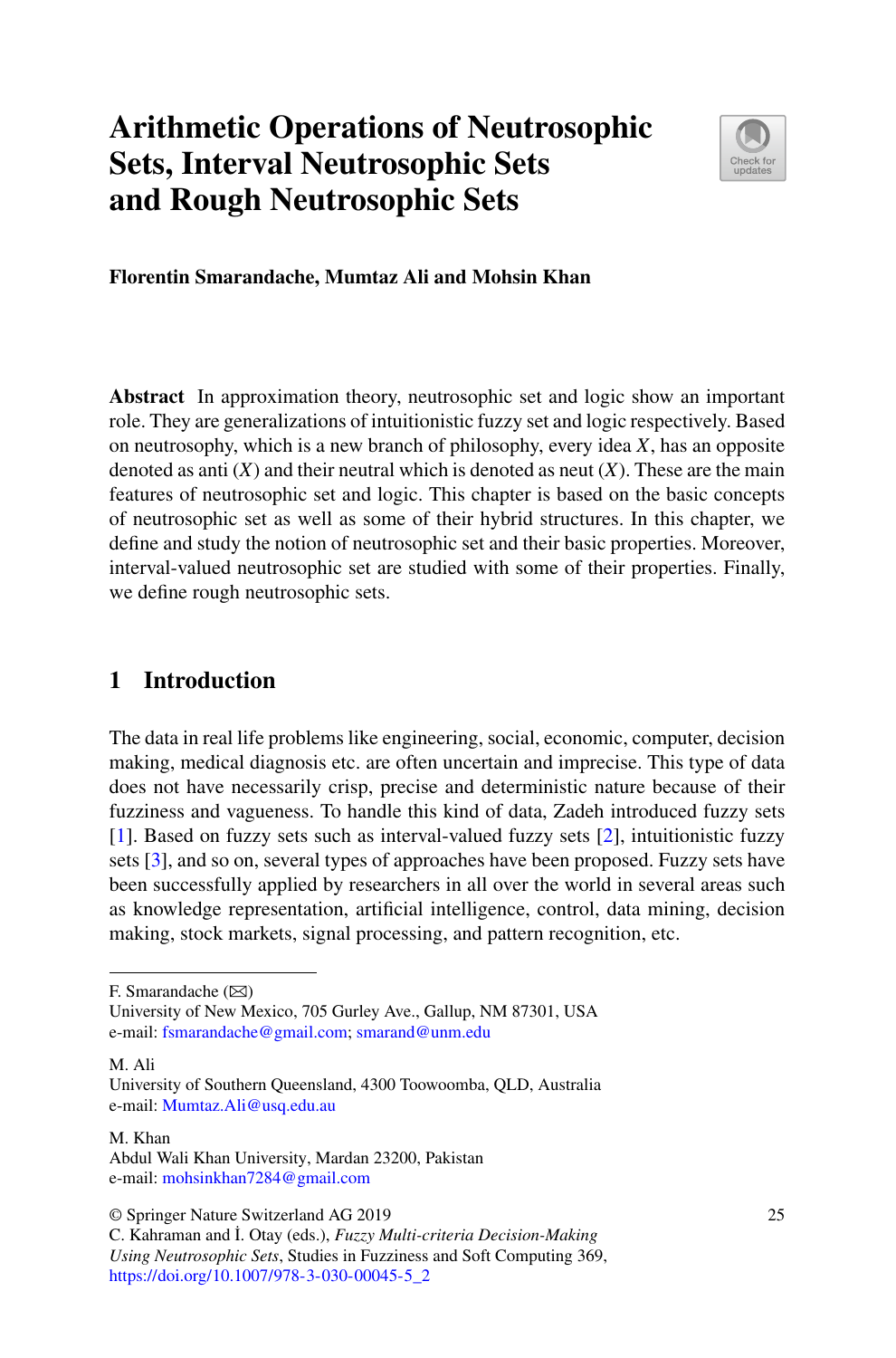# Arithmetic Operations of Neutrosophic Sets, Interval Neutrosophic Sets and Rough Neutrosophic Sets

**Florentin Smarandache, Mumtaz Ali and Mohsin Khan**

**Abstract** In approximation theory, neutrosophic set and logic show an important role. They are generalizations of intuitionistic fuzzy set and logic respectively. Based on neutrosophy, which is a new branch of philosophy, every idea $X$, has an opposite denoted as anti $(X)$ and their neutral which is denoted as neut $(X)$. These are the main features of neutrosophic set and logic. This chapter is based on the basic concepts of neutrosophic set as well as some of their hybrid structures. In this chapter, we define and study the notion of neutrosophic set and their basic properties. Moreover, interval-valued neutrosophic set are studied with some of their properties. Finally, we define rough neutrosophic sets.

## 1 Introduction

The data in real life problems like engineering, social, economic, computer, decision making, medical diagnosis etc. are often uncertain and imprecise. This type of data does not have necessarily crisp, precise and deterministic nature because of their fuzziness and vagueness. To handle this kind of data, Zadeh introduced fuzzy sets [1]. Based on fuzzy sets such as interval-valued fuzzy sets [2], intuitionistic fuzzy sets [3], and so on, several types of approaches have been proposed. Fuzzy sets have been successfully applied by researchers in all over the world in several areas such as knowledge representation, artificial intelligence, control, data mining, decision making, stock markets, signal processing, and pattern recognition, etc.

---

F. Smarandache (✉)
University of New Mexico, 705 Gurley Ave., Gallup, NM 87301, USA
e-mail: fsmarandache@gmail.com; smarand@unm.edu

M. Ali
University of Southern Queensland, 4300 Toowoomba, QLD, Australia
e-mail: Mumtaz.Ali@usq.edu.au

M. Khan
Abdul Wali Khan University, Mardan 23200, Pakistan
e-mail: mohsinkhan7284@gmail.com

© Springer Nature Switzerland AG 2019
C. Kahraman and İ. Otay (eds.), *Fuzzy Multi-criteria Decision-Making Using Neutrosophic Sets*, Studies in Fuzziness and Soft Computing 369,
https://doi.org/10.1007/978-3-030-00045-5_2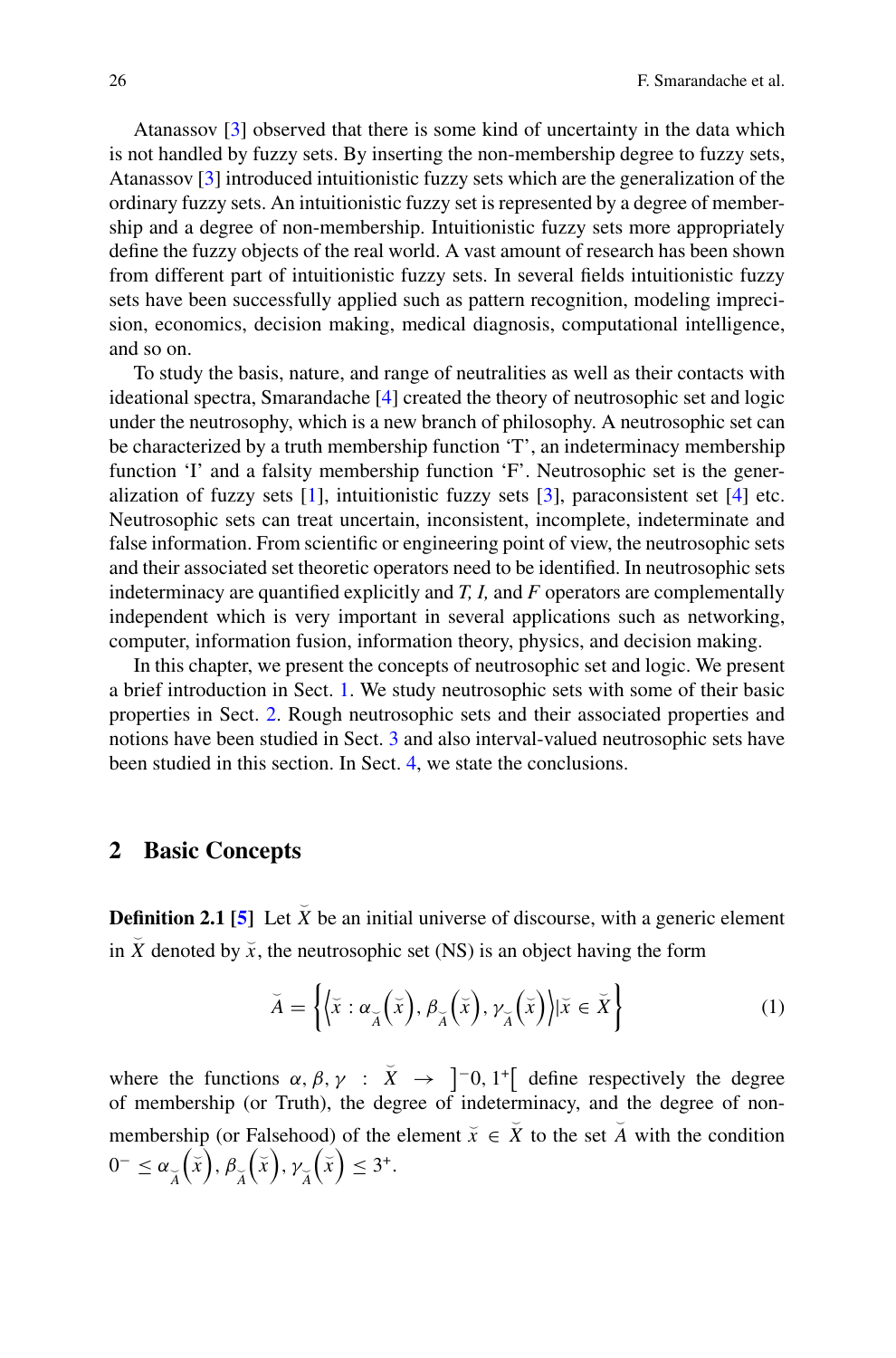Atanassov [3] observed that there is some kind of uncertainty in the data which is not handled by fuzzy sets. By inserting the non-membership degree to fuzzy sets, Atanassov [3] introduced intuitionistic fuzzy sets which are the generalization of the ordinary fuzzy sets. An intuitionistic fuzzy set is represented by a degree of membership and a degree of non-membership. Intuitionistic fuzzy sets more appropriately define the fuzzy objects of the real world. A vast amount of research has been shown from different part of intuitionistic fuzzy sets. In several fields intuitionistic fuzzy sets have been successfully applied such as pattern recognition, modeling imprecision, economics, decision making, medical diagnosis, computational intelligence, and so on.

To study the basis, nature, and range of neutralities as well as their contacts with ideational spectra, Smarandache [4] created the theory of neutrosophic set and logic under the neutrosophy, which is a new branch of philosophy. A neutrosophic set can be characterized by a truth membership function 'T', an indeterminacy membership function 'I' and a falsity membership function 'F'. Neutrosophic set is the generalization of fuzzy sets [1], intuitionistic fuzzy sets [3], paraconsistent set [4] etc. Neutrosophic sets can treat uncertain, inconsistent, incomplete, indeterminate and false information. From scientific or engineering point of view, the neutrosophic sets and their associated set theoretic operators need to be identified. In neutrosophic sets indeterminacy are quantified explicitly and *T, I,* and *F* operators are complementally independent which is very important in several applications such as networking, computer, information fusion, information theory, physics, and decision making.

In this chapter, we present the concepts of neutrosophic set and logic. We present a brief introduction in Sect. 1. We study neutrosophic sets with some of their basic properties in Sect. 2. Rough neutrosophic sets and their associated properties and notions have been studied in Sect. 3 and also interval-valued neutrosophic sets have been studied in this section. In Sect. 4, we state the conclusions.

## 2 Basic Concepts

**Definition 2.1 [5]** Let $\breve{X}$ be an initial universe of discourse, with a generic element in $\breve{X}$ denoted by $\breve{x}$, the neutrosophic set (NS) is an object having the form

$$\breve{A} = \left\{ \left\langle \breve{x} : \alpha_{\breve{A}}\left(\breve{x}\right), \beta_{\breve{A}}\left(\breve{x}\right), \gamma_{\breve{A}}\left(\breve{x}\right) \right\rangle | \breve{x} \in \breve{X} \right\} \tag{1}$$

where the functions $\alpha, \beta, \gamma \; : \; \breve{X} \; \to \; \left]^{-}0, 1^{+}\right[$ define respectively the degree of membership (or Truth), the degree of indeterminacy, and the degree of non-membership (or Falsehood) of the element $\breve{x} \in \breve{X}$ to the set $\breve{A}$ with the condition $0^{-} \leq \alpha_{\breve{A}}\left(\breve{x}\right), \beta_{\breve{A}}\left(\breve{x}\right), \gamma_{\breve{A}}\left(\breve{x}\right) \leq 3^{+}$.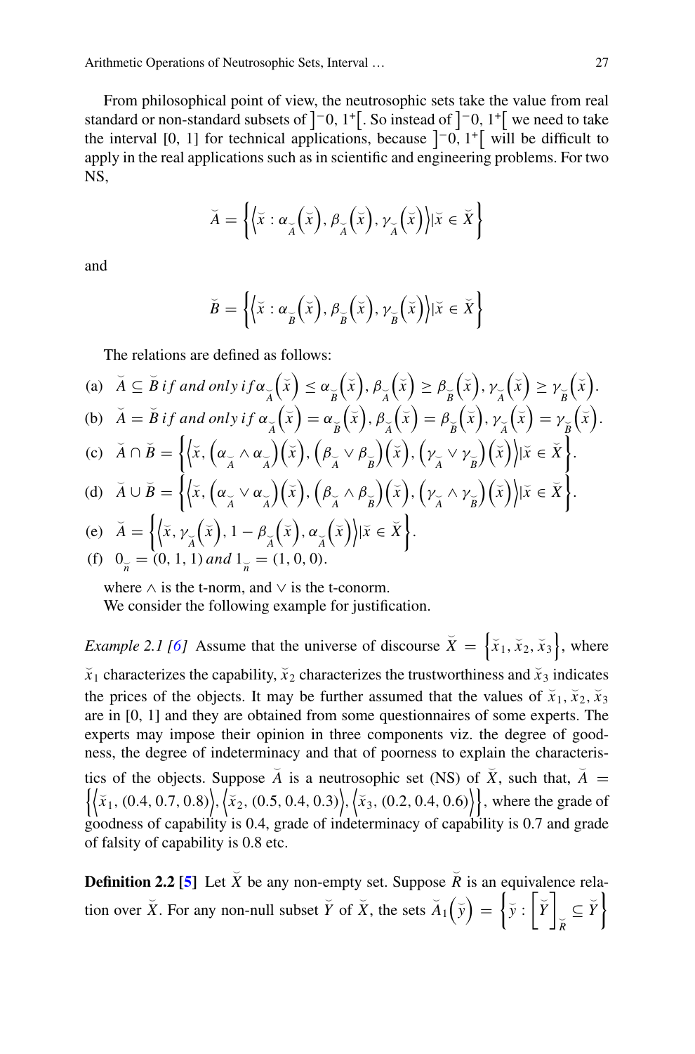From philosophical point of view, the neutrosophic sets take the value from real standard or non-standard subsets of $]^{-}0, 1^{+}[$. So instead of $]^{-}0, 1^{+}[$ we need to take the interval [0, 1] for technical applications, because $]^{-}0, 1^{+}[$ will be difficult to apply in the real applications such as in scientific and engineering problems. For two NS,

$$\breve{A} = \left\{ \left\langle \breve{x} : \alpha_{\breve{A}}\left(\breve{x}\right), \beta_{\breve{A}}\left(\breve{x}\right), \gamma_{\breve{A}}\left(\breve{x}\right) \right\rangle | \breve{x} \in \breve{X} \right\}$$

and

$$\breve{B} = \left\{ \left\langle \breve{x} : \alpha_{\breve{B}}\left(\breve{x}\right), \beta_{\breve{B}}\left(\breve{x}\right), \gamma_{\breve{B}}\left(\breve{x}\right) \right\rangle | \breve{x} \in \breve{X} \right\}$$

The relations are defined as follows:

(a) $\breve{A} \subseteq \breve{B}$ *if and only if* $\alpha_{\breve{A}}\left(\breve{x}\right) \le \alpha_{\breve{B}}\left(\breve{x}\right), \beta_{\breve{A}}\left(\breve{x}\right) \ge \beta_{\breve{B}}\left(\breve{x}\right), \gamma_{\breve{A}}\left(\breve{x}\right) \ge \gamma_{\breve{B}}\left(\breve{x}\right)$.

(b) $\breve{A} = \breve{B}$ *if and only if* $\alpha_{\breve{A}}\left(\breve{x}\right) = \alpha_{\breve{B}}\left(\breve{x}\right), \beta_{\breve{A}}\left(\breve{x}\right) = \beta_{\breve{B}}\left(\breve{x}\right), \gamma_{\breve{A}}\left(\breve{x}\right) = \gamma_{\breve{B}}\left(\breve{x}\right)$.

(c) $\breve{A} \cap \breve{B} = \left\{ \left\langle \breve{x}, \left(\alpha_{\breve{A}} \wedge \alpha_{\breve{A}}\right)\left(\breve{x}\right), \left(\beta_{\breve{A}} \vee \beta_{\breve{B}}\right)\left(\breve{x}\right), \left(\gamma_{\breve{A}} \vee \gamma_{\breve{B}}\right)\left(\breve{x}\right) \right\rangle | \breve{x} \in \breve{X} \right\}$.

(d) $\breve{A} \cup \breve{B} = \left\{ \left\langle \breve{x}, \left(\alpha_{\breve{A}} \vee \alpha_{\breve{A}}\right)\left(\breve{x}\right), \left(\beta_{\breve{A}} \wedge \beta_{\breve{B}}\right)\left(\breve{x}\right), \left(\gamma_{\breve{A}} \wedge \gamma_{\breve{B}}\right)\left(\breve{x}\right) \right\rangle | \breve{x} \in \breve{X} \right\}$.

(e) $\breve{A} = \left\{ \left\langle \breve{x}, \gamma_{\breve{A}}\left(\breve{x}\right), 1 - \beta_{\breve{A}}\left(\breve{x}\right), \alpha_{\breve{A}}\left(\breve{x}\right) \right\rangle | \breve{x} \in \breve{X} \right\}$.

(f) $0_{\breve{n}} = (0, 1, 1)$ *and* $1_{\breve{n}} = (1, 0, 0)$.

where $\wedge$ is the t-norm, and $\vee$ is the t-conorm.

We consider the following example for justification.

*Example 2.1 [6]* Assume that the universe of discourse $\breve{X} = \left\{\breve{x}_1, \breve{x}_2, \breve{x}_3\right\}$, where $\breve{x}_1$ characterizes the capability, $\breve{x}_2$ characterizes the trustworthiness and $\breve{x}_3$ indicates the prices of the objects. It may be further assumed that the values of $\breve{x}_1, \breve{x}_2, \breve{x}_3$ are in [0, 1] and they are obtained from some questionnaires of some experts. The experts may impose their opinion in three components viz. the degree of goodness, the degree of indeterminacy and that of poorness to explain the characteristics of the objects. Suppose $\breve{A}$ is a neutrosophic set (NS) of $\breve{X}$, such that, $\breve{A} = \left\{ \left\langle \breve{x}_1, (0.4, 0.7, 0.8) \right\rangle, \left\langle \breve{x}_2, (0.5, 0.4, 0.3) \right\rangle, \left\langle \breve{x}_3, (0.2, 0.4, 0.6) \right\rangle \right\}$, where the grade of goodness of capability is 0.4, grade of indeterminacy of capability is 0.7 and grade of falsity of capability is 0.8 etc.

**Definition 2.2 [5]** Let $\breve{X}$ be any non-empty set. Suppose $\breve{R}$ is an equivalence relation over $\breve{X}$. For any non-null subset $\breve{Y}$ of $\breve{X}$, the sets $\breve{A}_1\left(\breve{y}\right) = \left\{ \breve{y} : \left[\breve{Y}\right]_{\breve{R}} \subseteq \breve{Y} \right\}$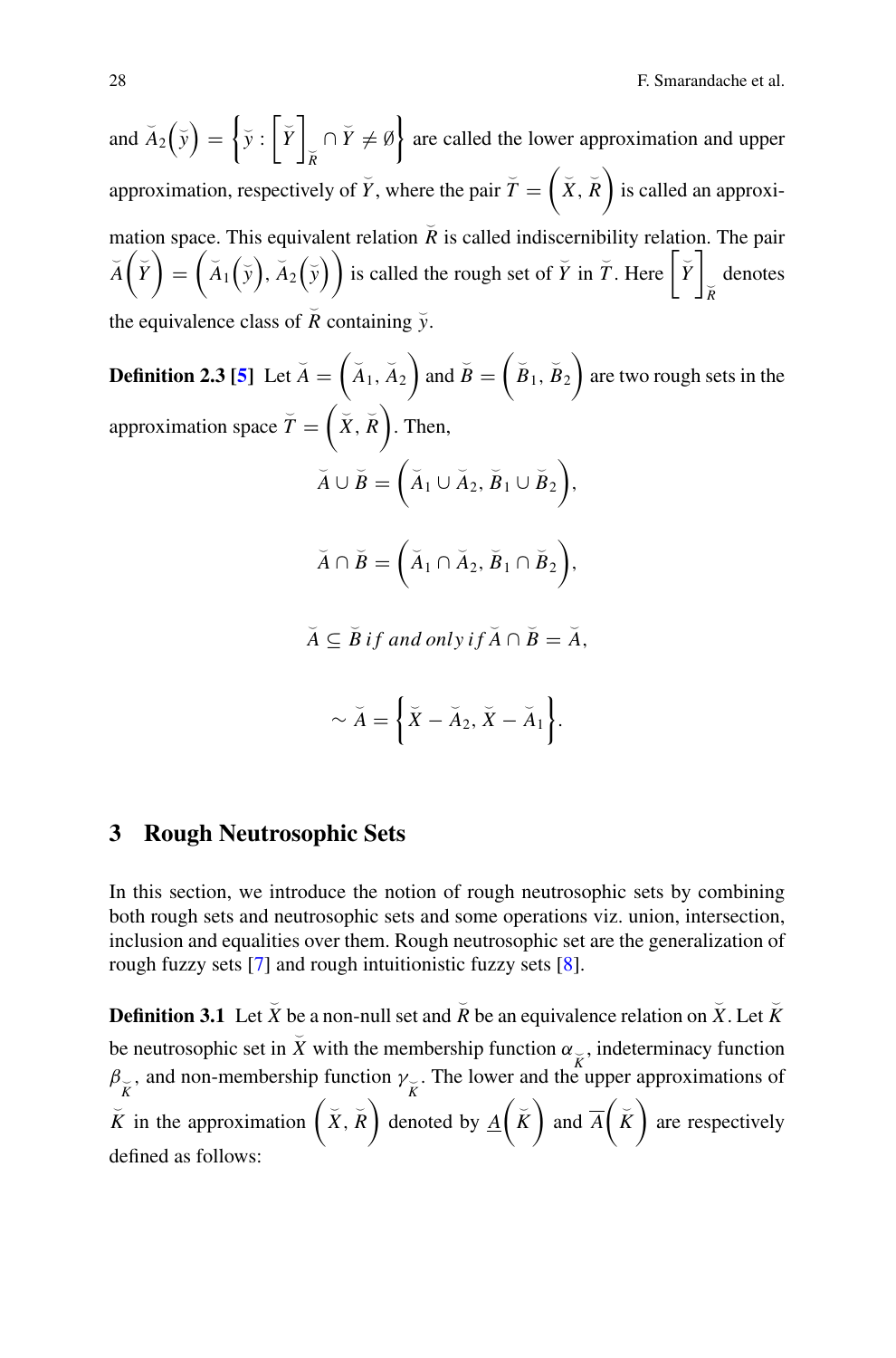and $\breve{A}_2\left(\breve{y}\right) = \left\{\breve{y} : \left[\breve{Y}\right]_{\breve{R}} \cap \breve{Y} \neq \emptyset\right\}$ are called the lower approximation and upper approximation, respectively of $\breve{Y}$, where the pair $\breve{T} = \left(\breve{X}, \breve{R}\right)$ is called an approximation space. This equivalent relation $\breve{R}$ is called indiscernibility relation. The pair $\breve{A}\left(\breve{Y}\right) = \left(\breve{A}_1\left(\breve{y}\right), \breve{A}_2\left(\breve{y}\right)\right)$ is called the rough set of $\breve{Y}$ in $\breve{T}$. Here $\left[\breve{Y}\right]_{\breve{R}}$ denotes the equivalence class of $\breve{R}$ containing $\breve{y}$.

**Definition 2.3 [5]** Let $\breve{A} = \left(\breve{A}_1, \breve{A}_2\right)$ and $\breve{B} = \left(\breve{B}_1, \breve{B}_2\right)$ are two rough sets in the approximation space $\breve{T} = \left(\breve{X}, \breve{R}\right)$. Then,

$$\breve{A} \cup \breve{B} = \left(\breve{A}_1 \cup \breve{A}_2, \breve{B}_1 \cup \breve{B}_2\right),$$

$$\breve{A} \cap \breve{B} = \left(\breve{A}_1 \cap \breve{A}_2, \breve{B}_1 \cap \breve{B}_2\right),$$

$$\breve{A} \subseteq \breve{B} \; if \; and \; only \; if \; \breve{A} \cap \breve{B} = \breve{A},$$

$$\sim \breve{A} = \left\{\breve{X} - \breve{A}_2, \breve{X} - \breve{A}_1\right\}.$$

## 3 Rough Neutrosophic Sets

In this section, we introduce the notion of rough neutrosophic sets by combining both rough sets and neutrosophic sets and some operations viz. union, intersection, inclusion and equalities over them. Rough neutrosophic set are the generalization of rough fuzzy sets [7] and rough intuitionistic fuzzy sets [8].

**Definition 3.1** Let $\breve{X}$ be a non-null set and $\breve{R}$ be an equivalence relation on $\breve{X}$. Let $\breve{K}$ be neutrosophic set in $\breve{X}$ with the membership function $\alpha_{\breve{K}}$, indeterminacy function $\beta_{\breve{K}}$, and non-membership function $\gamma_{\breve{K}}$. The lower and the upper approximations of $\breve{K}$ in the approximation $\left(\breve{X}, \breve{R}\right)$ denoted by $\underline{A}\left(\breve{K}\right)$ and $\overline{A}\left(\breve{K}\right)$ are respectively defined as follows: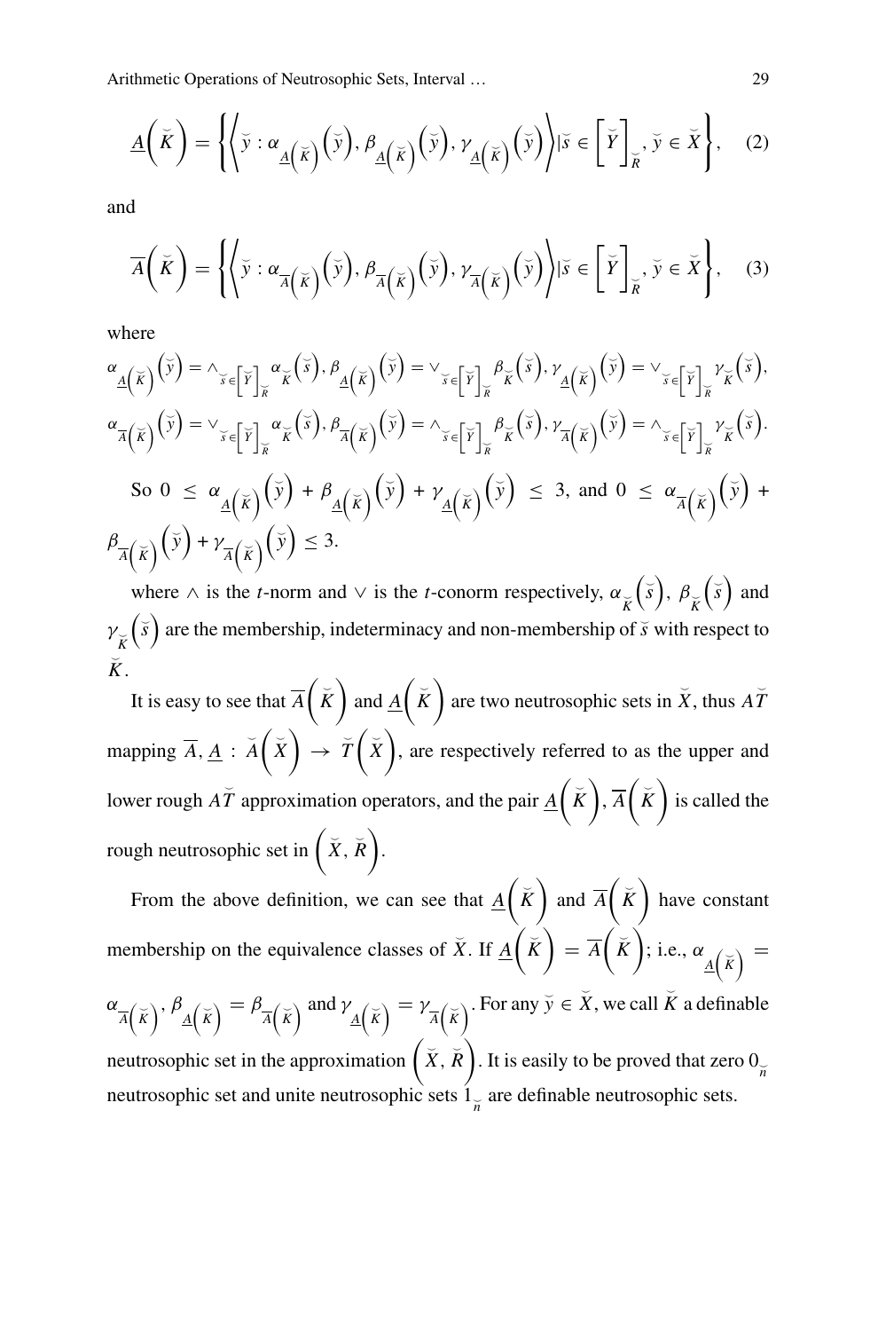$$\underline{A}\left(\breve{K}\right) = \left\{\left\langle \breve{y} : \alpha_{\underline{A}\left(\breve{K}\right)}\left(\breve{y}\right), \beta_{\underline{A}\left(\breve{K}\right)}\left(\breve{y}\right), \gamma_{\underline{A}\left(\breve{K}\right)}\left(\breve{y}\right)\right\rangle | \breve{s} \in \left[\breve{Y}\right]_{\breve{R}}, \breve{y} \in \breve{X}\right\}, \quad (2)$$

and

$$\overline{A}\left(\breve{K}\right) = \left\{\left\langle \breve{y} : \alpha_{\overline{A}\left(\breve{K}\right)}\left(\breve{y}\right), \beta_{\overline{A}\left(\breve{K}\right)}\left(\breve{y}\right), \gamma_{\overline{A}\left(\breve{K}\right)}\left(\breve{y}\right)\right\rangle | \breve{s} \in \left[\breve{Y}\right]_{\breve{R}}, \breve{y} \in \breve{X}\right\}, \quad (3)$$

where

$\alpha_{\underline{A}\left(\breve{K}\right)}\left(\breve{y}\right) = \wedge_{\breve{s} \in \left[\breve{Y}\right]_{\breve{R}}} \alpha_{\breve{K}}\left(\breve{s}\right), \beta_{\underline{A}\left(\breve{K}\right)}\left(\breve{y}\right) = \vee_{\breve{s} \in \left[\breve{Y}\right]_{\breve{R}}} \beta_{\breve{K}}\left(\breve{s}\right), \gamma_{\underline{A}\left(\breve{K}\right)}\left(\breve{y}\right) = \vee_{\breve{s} \in \left[\breve{Y}\right]_{\breve{R}}} \gamma_{\breve{K}}\left(\breve{s}\right),$

$\alpha_{\overline{A}\left(\breve{K}\right)}\left(\breve{y}\right) = \vee_{\breve{s} \in \left[\breve{Y}\right]_{\breve{R}}} \alpha_{\breve{K}}\left(\breve{s}\right), \beta_{\overline{A}\left(\breve{K}\right)}\left(\breve{y}\right) = \wedge_{\breve{s} \in \left[\breve{Y}\right]_{\breve{R}}} \beta_{\breve{K}}\left(\breve{s}\right), \gamma_{\overline{A}\left(\breve{K}\right)}\left(\breve{y}\right) = \wedge_{\breve{s} \in \left[\breve{Y}\right]_{\breve{R}}} \gamma_{\breve{K}}\left(\breve{s}\right).$

So $0 \le \alpha_{\underline{A}\left(\breve{K}\right)}\left(\breve{y}\right) + \beta_{\underline{A}\left(\breve{K}\right)}\left(\breve{y}\right) + \gamma_{\underline{A}\left(\breve{K}\right)}\left(\breve{y}\right) \le 3$, and $0 \le \alpha_{\overline{A}\left(\breve{K}\right)}\left(\breve{y}\right) + \beta_{\overline{A}\left(\breve{K}\right)}\left(\breve{y}\right) + \gamma_{\overline{A}\left(\breve{K}\right)}\left(\breve{y}\right) \le 3$.

where $\wedge$ is the *t*-norm and $\vee$ is the *t*-conorm respectively, $\alpha_{\breve{K}}\left(\breve{s}\right)$, $\beta_{\breve{K}}\left(\breve{s}\right)$ and $\gamma_{\breve{K}}\left(\breve{s}\right)$ are the membership, indeterminacy and non-membership of $\breve{s}$ with respect to $\breve{K}$.

It is easy to see that $\overline{A}\left(\breve{K}\right)$ and $\underline{A}\left(\breve{K}\right)$ are two neutrosophic sets in $\breve{X}$, thus $A\breve{T}$ mapping $\overline{A}, \underline{A} : \breve{A}\left(\breve{X}\right) \to \breve{T}\left(\breve{X}\right)$, are respectively referred to as the upper and lower rough $A\breve{T}$ approximation operators, and the pair $\underline{A}\left(\breve{K}\right), \overline{A}\left(\breve{K}\right)$ is called the rough neutrosophic set in $\left(\breve{X}, \breve{R}\right)$.

From the above definition, we can see that $\underline{A}\left(\breve{K}\right)$ and $\overline{A}\left(\breve{K}\right)$ have constant membership on the equivalence classes of $\breve{X}$. If $\underline{A}\left(\breve{K}\right) = \overline{A}\left(\breve{K}\right)$; i.e., $\alpha_{\underline{A}\left(\breve{K}\right)} = \alpha_{\overline{A}\left(\breve{K}\right)}$, $\beta_{\underline{A}\left(\breve{K}\right)} = \beta_{\overline{A}\left(\breve{K}\right)}$ and $\gamma_{\underline{A}\left(\breve{K}\right)} = \gamma_{\overline{A}\left(\breve{K}\right)}$. For any $\breve{y} \in \breve{X}$, we call $\breve{K}$ a definable neutrosophic set in the approximation $\left(\breve{X}, \breve{R}\right)$. It is easily to be proved that zero $0_{\breve{n}}$ neutrosophic set and unite neutrosophic sets $1_{\breve{n}}$ are definable neutrosophic sets.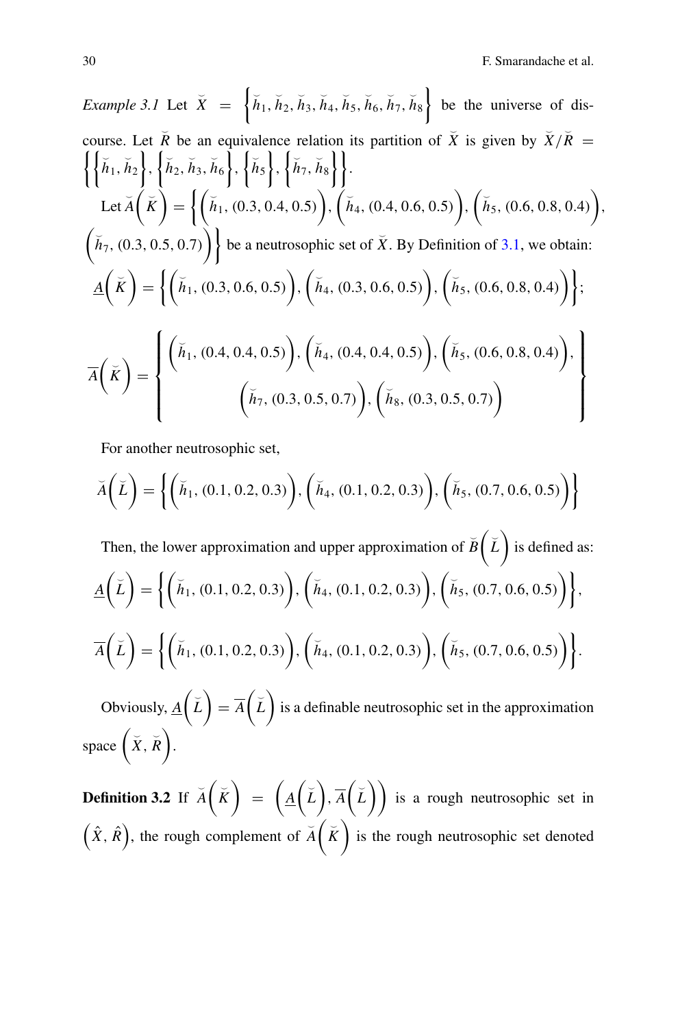*Example 3.1* Let $\breve{X} = \left\{\breve{h}_1, \breve{h}_2, \breve{h}_3, \breve{h}_4, \breve{h}_5, \breve{h}_6, \breve{h}_7, \breve{h}_8\right\}$ be the universe of discourse. Let $\breve{R}$ be an equivalence relation its partition of $\breve{X}$ is given by $\breve{X}/\breve{R} = \left\{\left\{\breve{h}_1, \breve{h}_2\right\}, \left\{\breve{h}_2, \breve{h}_3, \breve{h}_6\right\}, \left\{\breve{h}_5\right\}, \left\{\breve{h}_7, \breve{h}_8\right\}\right\}$.

Let $\breve{A}\left(\breve{K}\right) = \left\{\left(\breve{h}_1, (0.3, 0.4, 0.5)\right), \left(\breve{h}_4, (0.4, 0.6, 0.5)\right), \left(\breve{h}_5, (0.6, 0.8, 0.4)\right), \left(\breve{h}_7, (0.3, 0.5, 0.7)\right)\right\}$ be a neutrosophic set of $\breve{X}$. By Definition of 3.1, we obtain:

$$\underline{A}\left(\breve{K}\right) = \left\{\left(\breve{h}_1, (0.3, 0.6, 0.5)\right), \left(\breve{h}_4, (0.3, 0.6, 0.5)\right), \left(\breve{h}_5, (0.6, 0.8, 0.4)\right)\right\};$$

$$\overline{A}\left(\breve{K}\right) = \left\{\begin{array}{c}\left(\breve{h}_1, (0.4, 0.4, 0.5)\right), \left(\breve{h}_4, (0.4, 0.4, 0.5)\right), \left(\breve{h}_5, (0.6, 0.8, 0.4)\right), \\ \left(\breve{h}_7, (0.3, 0.5, 0.7)\right), \left(\breve{h}_8, (0.3, 0.5, 0.7)\right)\end{array}\right\}$$

For another neutrosophic set,

$$\breve{A}\left(\breve{L}\right) = \left\{\left(\breve{h}_1, (0.1, 0.2, 0.3)\right), \left(\breve{h}_4, (0.1, 0.2, 0.3)\right), \left(\breve{h}_5, (0.7, 0.6, 0.5)\right)\right\}$$

Then, the lower approximation and upper approximation of $\breve{B}\left(\breve{L}\right)$ is defined as:

$$\underline{A}\left(\breve{L}\right) = \left\{\left(\breve{h}_1, (0.1, 0.2, 0.3)\right), \left(\breve{h}_4, (0.1, 0.2, 0.3)\right), \left(\breve{h}_5, (0.7, 0.6, 0.5)\right)\right\},$$

$$\overline{A}\left(\breve{L}\right) = \left\{\left(\breve{h}_1, (0.1, 0.2, 0.3)\right), \left(\breve{h}_4, (0.1, 0.2, 0.3)\right), \left(\breve{h}_5, (0.7, 0.6, 0.5)\right)\right\}.$$

Obviously, $\underline{A}\left(\breve{L}\right) = \overline{A}\left(\breve{L}\right)$ is a definable neutrosophic set in the approximation space $\left(\breve{X}, \breve{R}\right)$.

**Definition 3.2** If $\breve{A}\left(\breve{K}\right) = \left(\underline{A}\left(\breve{L}\right), \overline{A}\left(\breve{L}\right)\right)$ is a rough neutrosophic set in $\left(\hat{X}, \hat{R}\right)$, the rough complement of $\breve{A}\left(\breve{K}\right)$ is the rough neutrosophic set denoted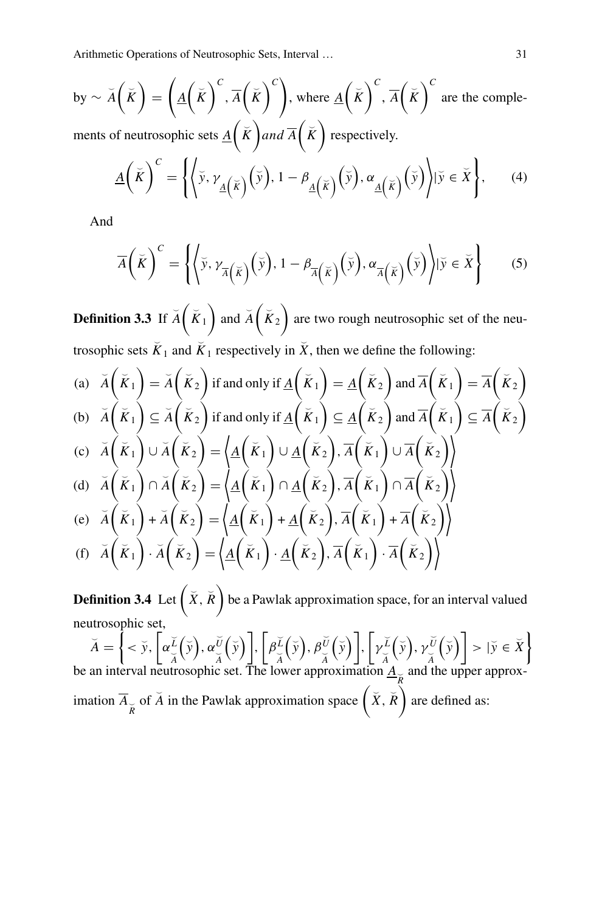by $\sim \breve{A}\left(\breve{K}\right) = \left(\underline{A}\left(\breve{K}\right)^{C}, \overline{A}\left(\breve{K}\right)^{C}\right)$, where $\underline{A}\left(\breve{K}\right)^{C}, \overline{A}\left(\breve{K}\right)^{C}$ are the complements of neutrosophic sets $\underline{A}\left(\breve{K}\right) and\ \overline{A}\left(\breve{K}\right)$ respectively.

$$\underline{A}\left(\breve{K}\right)^{C} = \left\{\left\langle \breve{y}, \gamma_{\underline{A}\left(\breve{K}\right)}\left(\breve{y}\right), 1 - \beta_{\underline{A}\left(\breve{K}\right)}\left(\breve{y}\right), \alpha_{\underline{A}\left(\breve{K}\right)}\left(\breve{y}\right)\right\rangle | \breve{y} \in \breve{X}\right\}, \tag{4}$$

And

$$\overline{A}\left(\breve{K}\right)^{C} = \left\{\left\langle \breve{y}, \gamma_{\overline{A}\left(\breve{K}\right)}\left(\breve{y}\right), 1 - \beta_{\overline{A}\left(\breve{K}\right)}\left(\breve{y}\right), \alpha_{\overline{A}\left(\breve{K}\right)}\left(\breve{y}\right)\right\rangle | \breve{y} \in \breve{X}\right\} \tag{5}$$

**Definition 3.3** If $\breve{A}\left(\breve{K}_1\right)$ and $\breve{A}\left(\breve{K}_2\right)$ are two rough neutrosophic set of the neutrosophic sets $\breve{K}_1$ and $\breve{K}_1$ respectively in $\breve{X}$, then we define the following:

(a) $\breve{A}\left(\breve{K}_1\right) = \breve{A}\left(\breve{K}_2\right)$ if and only if $\underline{A}\left(\breve{K}_1\right) = \underline{A}\left(\breve{K}_2\right)$ and $\overline{A}\left(\breve{K}_1\right) = \overline{A}\left(\breve{K}_2\right)$

(b) $\breve{A}\left(\breve{K}_1\right) \subseteq \breve{A}\left(\breve{K}_2\right)$ if and only if $\underline{A}\left(\breve{K}_1\right) \subseteq \underline{A}\left(\breve{K}_2\right)$ and $\overline{A}\left(\breve{K}_1\right) \subseteq \overline{A}\left(\breve{K}_2\right)$

(c) $\breve{A}\left(\breve{K}_1\right) \cup \breve{A}\left(\breve{K}_2\right) = \left\langle \underline{A}\left(\breve{K}_1\right) \cup \underline{A}\left(\breve{K}_2\right), \overline{A}\left(\breve{K}_1\right) \cup \overline{A}\left(\breve{K}_2\right)\right\rangle$

(d) $\breve{A}\left(\breve{K}_1\right) \cap \breve{A}\left(\breve{K}_2\right) = \left\langle \underline{A}\left(\breve{K}_1\right) \cap \underline{A}\left(\breve{K}_2\right), \overline{A}\left(\breve{K}_1\right) \cap \overline{A}\left(\breve{K}_2\right)\right\rangle$

(e) $\breve{A}\left(\breve{K}_1\right) + \breve{A}\left(\breve{K}_2\right) = \left\langle \underline{A}\left(\breve{K}_1\right) + \underline{A}\left(\breve{K}_2\right), \overline{A}\left(\breve{K}_1\right) + \overline{A}\left(\breve{K}_2\right)\right\rangle$

(f) $\breve{A}\left(\breve{K}_1\right) \cdot \breve{A}\left(\breve{K}_2\right) = \left\langle \underline{A}\left(\breve{K}_1\right) \cdot \underline{A}\left(\breve{K}_2\right), \overline{A}\left(\breve{K}_1\right) \cdot \overline{A}\left(\breve{K}_2\right)\right\rangle$

**Definition 3.4** Let $\left(\breve{X}, \breve{R}\right)$ be a Pawlak approximation space, for an interval valued neutrosophic set,

$\breve{A} = \left\{ < \breve{y}, \left[\alpha^{L}_{\breve{A}}\left(\breve{y}\right), \alpha^{U}_{\breve{A}}\left(\breve{y}\right)\right], \left[\beta^{L}_{\breve{A}}\left(\breve{y}\right), \beta^{U}_{\breve{A}}\left(\breve{y}\right)\right], \left[\gamma^{L}_{\breve{A}}\left(\breve{y}\right), \gamma^{U}_{\breve{A}}\left(\breve{y}\right)\right] > | \breve{y} \in \breve{X}\right\}$ be an interval neutrosophic set. The lower approximation $\underline{A}_{\breve{R}}$ and the upper approximation $\overline{A}_{\breve{R}}$ of $\breve{A}$ in the Pawlak approximation space $\left(\breve{X}, \breve{R}\right)$ are defined as: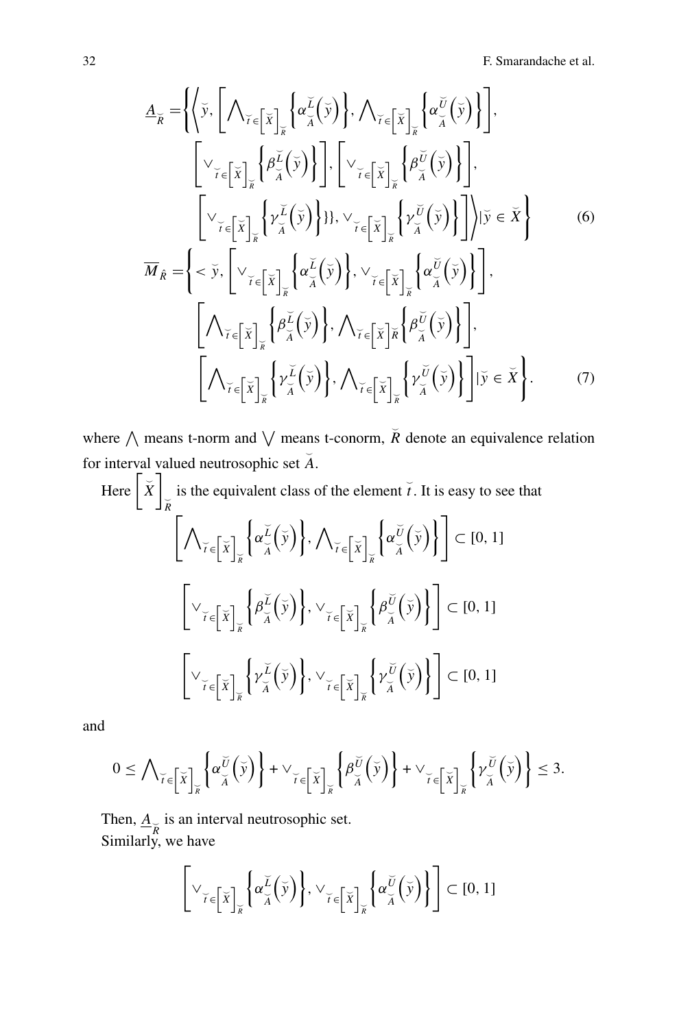$$\underline{A}_{\breve{R}} = \Bigg\{ \Bigg\langle \breve{y}, \left[ \bigwedge_{\breve{t} \in [\breve{X}]_{\breve{R}}} \left\{ \alpha^{\breve{L}}_{\breve{A}}(\breve{y}) \right\}, \bigwedge_{\breve{t} \in [\breve{X}]_{\breve{R}}} \left\{ \alpha^{\breve{U}}_{\breve{A}}(\breve{y}) \right\} \right],$$
$$\left[ \vee_{\breve{t} \in [\breve{X}]_{\breve{R}}} \left\{ \beta^{\breve{L}}_{\breve{A}}(\breve{y}) \right\} \right], \left[ \vee_{\breve{t} \in [\breve{X}]_{\breve{R}}} \left\{ \beta^{\breve{U}}_{\breve{A}}(\breve{y}) \right\} \right],$$
$$\left[ \vee_{\breve{t} \in [\breve{X}]_{\breve{R}}} \left\{ \gamma^{\breve{L}}_{\breve{A}}(\breve{y}) \right\} \}\}, \vee_{\breve{t} \in [\breve{X}]_{\breve{R}}} \left\{ \gamma^{\breve{U}}_{\breve{A}}(\breve{y}) \right\} \right] \Bigg\rangle | \breve{y} \in \breve{X} \Bigg\} \tag{6}$$

$$\overline{M}_{\hat{R}} = \Bigg\{ < \breve{y}, \left[ \vee_{\breve{t} \in [\breve{X}]_{\breve{R}}} \left\{ \alpha^{\breve{L}}_{\breve{A}}(\breve{y}) \right\}, \vee_{\breve{t} \in [\breve{X}]_{\breve{R}}} \left\{ \alpha^{\breve{U}}_{\breve{A}}(\breve{y}) \right\} \right],$$
$$\left[ \bigwedge_{\breve{t} \in [\breve{X}]_{\breve{R}}} \left\{ \beta^{\breve{L}}_{\breve{A}}(\breve{y}) \right\}, \bigwedge_{\breve{t} \in [\breve{X}]\breve{R}} \left\{ \beta^{\breve{U}}_{\breve{A}}(\breve{y}) \right\} \right],$$
$$\left[ \bigwedge_{\breve{t} \in [\breve{X}]_{\breve{R}}} \left\{ \gamma^{\breve{L}}_{\breve{A}}(\breve{y}) \right\}, \bigwedge_{\breve{t} \in [\breve{X}]_{\breve{R}}} \left\{ \gamma^{\breve{U}}_{\breve{A}}(\breve{y}) \right\} \right] | \breve{y} \in \breve{X} \Bigg\}. \tag{7}$$

where $\bigwedge$ means t-norm and $\bigvee$ means t-conorm, $\breve{R}$ denote an equivalence relation for interval valued neutrosophic set $\breve{A}$.

Here $[\breve{X}]_{\breve{R}}$ is the equivalent class of the element $\breve{t}$. It is easy to see that

$$\left[ \bigwedge_{\breve{t} \in [\breve{X}]_{\breve{R}}} \left\{ \alpha^{\breve{L}}_{\breve{A}}(\breve{y}) \right\}, \bigwedge_{\breve{t} \in [\breve{X}]_{\breve{R}}} \left\{ \alpha^{\breve{U}}_{\breve{A}}(\breve{y}) \right\} \right] \subset [0, 1]$$

$$\left[ \vee_{\breve{t} \in [\breve{X}]_{\breve{R}}} \left\{ \beta^{\breve{L}}_{\breve{A}}(\breve{y}) \right\}, \vee_{\breve{t} \in [\breve{X}]_{\breve{R}}} \left\{ \beta^{\breve{U}}_{\breve{A}}(\breve{y}) \right\} \right] \subset [0, 1]$$

$$\left[ \vee_{\breve{t} \in [\breve{X}]_{\breve{R}}} \left\{ \gamma^{\breve{L}}_{\breve{A}}(\breve{y}) \right\}, \vee_{\breve{t} \in [\breve{X}]_{\breve{R}}} \left\{ \gamma^{\breve{U}}_{\breve{A}}(\breve{y}) \right\} \right] \subset [0, 1]$$

and

$$0 \le \bigwedge_{\breve{t} \in [\breve{X}]_{\breve{R}}} \left\{ \alpha^{\breve{U}}_{\breve{A}}(\breve{y}) \right\} + \vee_{\breve{t} \in [\breve{X}]_{\breve{R}}} \left\{ \beta^{\breve{U}}_{\breve{A}}(\breve{y}) \right\} + \vee_{\breve{t} \in [\breve{X}]_{\breve{R}}} \left\{ \gamma^{\breve{U}}_{\breve{A}}(\breve{y}) \right\} \le 3.$$

Then, $\underline{A}_{\breve{R}}$ is an interval neutrosophic set.

Similarly, we have

$$\left[ \vee_{\breve{t} \in [\breve{X}]_{\breve{R}}} \left\{ \alpha^{\breve{L}}_{\breve{A}}(\breve{y}) \right\}, \vee_{\breve{t} \in [\breve{X}]_{\breve{R}}} \left\{ \alpha^{\breve{U}}_{\breve{A}}(\breve{y}) \right\} \right] \subset [0, 1]$$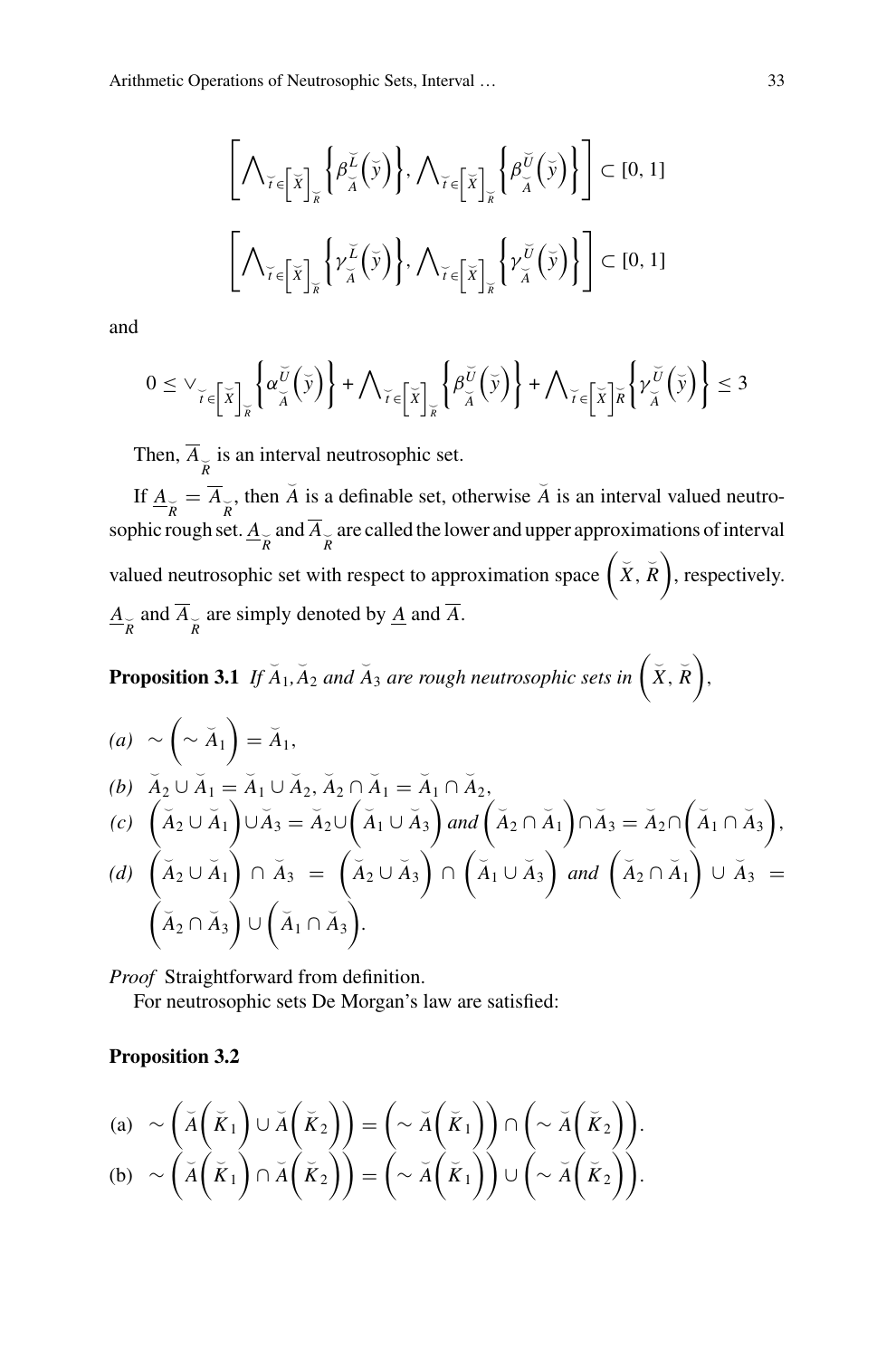$$\left[\bigwedge\nolimits_{\breve{t}\in\left[\breve{X}\right]_{\breve{R}}}\left\{\beta^{\breve{L}}_{\breve{A}}\left(\breve{y}\right)\right\},\bigwedge\nolimits_{\breve{t}\in\left[\breve{X}\right]_{\breve{R}}}\left\{\beta^{\breve{U}}_{\breve{A}}\left(\breve{y}\right)\right\}\right]\subset[0,1]$$

$$\left[\bigwedge\nolimits_{\breve{t}\in\left[\breve{X}\right]_{\breve{R}}}\left\{\gamma^{\breve{L}}_{\breve{A}}\left(\breve{y}\right)\right\},\bigwedge\nolimits_{\breve{t}\in\left[\breve{X}\right]_{\breve{R}}}\left\{\gamma^{\breve{U}}_{\breve{A}}\left(\breve{y}\right)\right\}\right]\subset[0,1]$$

and

$$0\le\vee_{\breve{t}\in\left[\breve{X}\right]_{\breve{R}}}\left\{\alpha^{\breve{U}}_{\breve{A}}\left(\breve{y}\right)\right\}+\bigwedge\nolimits_{\breve{t}\in\left[\breve{X}\right]_{\breve{R}}}\left\{\beta^{\breve{U}}_{\breve{A}}\left(\breve{y}\right)\right\}+\bigwedge\nolimits_{\breve{t}\in\left[\breve{X}\right]\breve{R}}\left\{\gamma^{\breve{U}}_{\breve{A}}\left(\breve{y}\right)\right\}\le 3$$

Then, $\overline{A}_{\breve{R}}$ is an interval neutrosophic set.

If $\underline{A}_{\breve{R}}=\overline{A}_{\breve{R}}$, then $\breve{A}$ is a definable set, otherwise $\breve{A}$ is an interval valued neutrosophic rough set. $\underline{A}_{\breve{R}}$ and $\overline{A}_{\breve{R}}$ are called the lower and upper approximations of interval valued neutrosophic set with respect to approximation space $\left(\breve{X},\breve{R}\right)$, respectively. $\underline{A}_{\breve{R}}$ and $\overline{A}_{\breve{R}}$ are simply denoted by $\underline{A}$ and $\overline{A}$.

**Proposition 3.1** *If $\breve{A}_1,\breve{A}_2$ and $\breve{A}_3$ are rough neutrosophic sets in $\left(\breve{X},\breve{R}\right)$,*

*(a)* $\sim\left(\sim\breve{A}_1\right)=\breve{A}_1$,

*(b)* $\breve{A}_2\cup\breve{A}_1=\breve{A}_1\cup\breve{A}_2$, $\breve{A}_2\cap\breve{A}_1=\breve{A}_1\cap\breve{A}_2$,

*(c)* $\left(\breve{A}_2\cup\breve{A}_1\right)\cup\breve{A}_3=\breve{A}_2\cup\left(\breve{A}_1\cup\breve{A}_3\right)$ *and* $\left(\breve{A}_2\cap\breve{A}_1\right)\cap\breve{A}_3=\breve{A}_2\cap\left(\breve{A}_1\cap\breve{A}_3\right)$,

*(d)* $\left(\breve{A}_2\cup\breve{A}_1\right)\cap\breve{A}_3=\left(\breve{A}_2\cup\breve{A}_3\right)\cap\left(\breve{A}_1\cup\breve{A}_3\right)$ *and* $\left(\breve{A}_2\cap\breve{A}_1\right)\cup\breve{A}_3=\left(\breve{A}_2\cap\breve{A}_3\right)\cup\left(\breve{A}_1\cap\breve{A}_3\right)$.

*Proof* Straightforward from definition.

For neutrosophic sets De Morgan's law are satisfied:

**Proposition 3.2**

(a) $\sim\left(\breve{A}\left(\breve{K}_1\right)\cup\breve{A}\left(\breve{K}_2\right)\right)=\left(\sim\breve{A}\left(\breve{K}_1\right)\right)\cap\left(\sim\breve{A}\left(\breve{K}_2\right)\right)$.

(b) $\sim\left(\breve{A}\left(\breve{K}_1\right)\cap\breve{A}\left(\breve{K}_2\right)\right)=\left(\sim\breve{A}\left(\breve{K}_1\right)\right)\cup\left(\sim\breve{A}\left(\breve{K}_2\right)\right)$.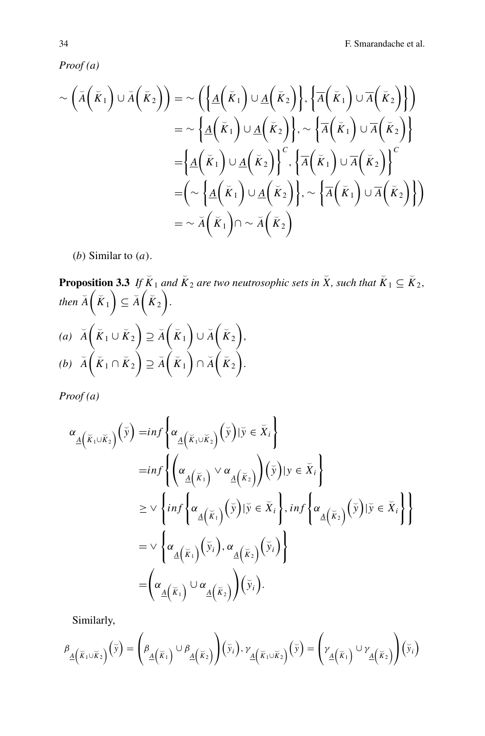*Proof (a)*

$$
\begin{aligned}
\sim\left(\breve{A}\left(\breve{K}_1\right)\cup\breve{A}\left(\breve{K}_2\right)\right) &= \sim\left(\left\{\underline{A}\left(\breve{K}_1\right)\cup\underline{A}\left(\breve{K}_2\right)\right\},\left\{\overline{A}\left(\breve{K}_1\right)\cup\overline{A}\left(\breve{K}_2\right)\right\}\right)\\
&= \sim\left\{\underline{A}\left(\breve{K}_1\right)\cup\underline{A}\left(\breve{K}_2\right)\right\},\sim\left\{\overline{A}\left(\breve{K}_1\right)\cup\overline{A}\left(\breve{K}_2\right)\right\}\\
&=\left\{\underline{A}\left(\breve{K}_1\right)\cup\underline{A}\left(\breve{K}_2\right)\right\}^C,\left\{\overline{A}\left(\breve{K}_1\right)\cup\overline{A}\left(\breve{K}_2\right)\right\}^C\\
&=\left(\sim\left\{\underline{A}\left(\breve{K}_1\right)\cup\underline{A}\left(\breve{K}_2\right)\right\},\sim\left\{\overline{A}\left(\breve{K}_1\right)\cup\overline{A}\left(\breve{K}_2\right)\right\}\right)\\
&= \sim\breve{A}\left(\breve{K}_1\right)\cap\sim\breve{A}\left(\breve{K}_2\right)
\end{aligned}
$$

$(b)$ Similar to $(a)$.

**Proposition 3.3** *If $\breve{K}_1$ and $\breve{K}_2$ are two neutrosophic sets in $\breve{X}$, such that $\breve{K}_1 \subseteq \breve{K}_2$, then $\breve{A}\left(\breve{K}_1\right) \subseteq \breve{A}\left(\breve{K}_2\right)$.*

*(a)* $\breve{A}\left(\breve{K}_1\cup\breve{K}_2\right)\supseteq\breve{A}\left(\breve{K}_1\right)\cup\breve{A}\left(\breve{K}_2\right)$,

*(b)* $\breve{A}\left(\breve{K}_1\cap\breve{K}_2\right)\supseteq\breve{A}\left(\breve{K}_1\right)\cap\breve{A}\left(\breve{K}_2\right)$.

*Proof (a)*

$$
\begin{aligned}
\alpha_{\underline{A}\left(\breve{K}_1\cup\breve{K}_2\right)}\left(\breve{y}\right) &= inf\left\{\alpha_{\underline{A}\left(\breve{K}_1\cup\breve{K}_2\right)}\left(\breve{y}\right)|\breve{y}\in\breve{X}_i\right\}\\
&= inf\left\{\left(\alpha_{\underline{A}\left(\breve{K}_1\right)}\vee\alpha_{\underline{A}\left(\breve{K}_2\right)}\right)\left(\breve{y}\right)|y\in\breve{X}_i\right\}\\
&\geq\vee\left\{inf\left\{\alpha_{\underline{A}\left(\breve{K}_1\right)}\left(\breve{y}\right)|\breve{y}\in\breve{X}_i\right\},inf\left\{\alpha_{\underline{A}\left(\breve{K}_2\right)}\left(\breve{y}\right)|\breve{y}\in\breve{X}_i\right\}\right\}\\
&=\vee\left\{\alpha_{\underline{A}\left(\breve{K}_1\right)}\left(\breve{y}_i\right),\alpha_{\underline{A}\left(\breve{K}_2\right)}\left(\breve{y}_i\right)\right\}\\
&=\left(\alpha_{\underline{A}\left(\breve{K}_1\right)}\cup\alpha_{\underline{A}\left(\breve{K}_2\right)}\right)\left(\breve{y}_i\right).
\end{aligned}
$$

Similarly,

$$
\beta_{\underline{A}\left(\breve{K}_1\cup\breve{K}_2\right)}\left(\breve{y}\right)=\left(\beta_{\underline{A}\left(\breve{K}_1\right)}\cup\beta_{\underline{A}\left(\breve{K}_2\right)}\right)\left(\breve{y}_i\right),\gamma_{\underline{A}\left(\breve{K}_1\cup\breve{K}_2\right)}\left(\breve{y}\right)=\left(\gamma_{\underline{A}\left(\breve{K}_1\right)}\cup\gamma_{\underline{A}\left(\breve{K}_2\right)}\right)\left(\breve{y}_i\right)
$$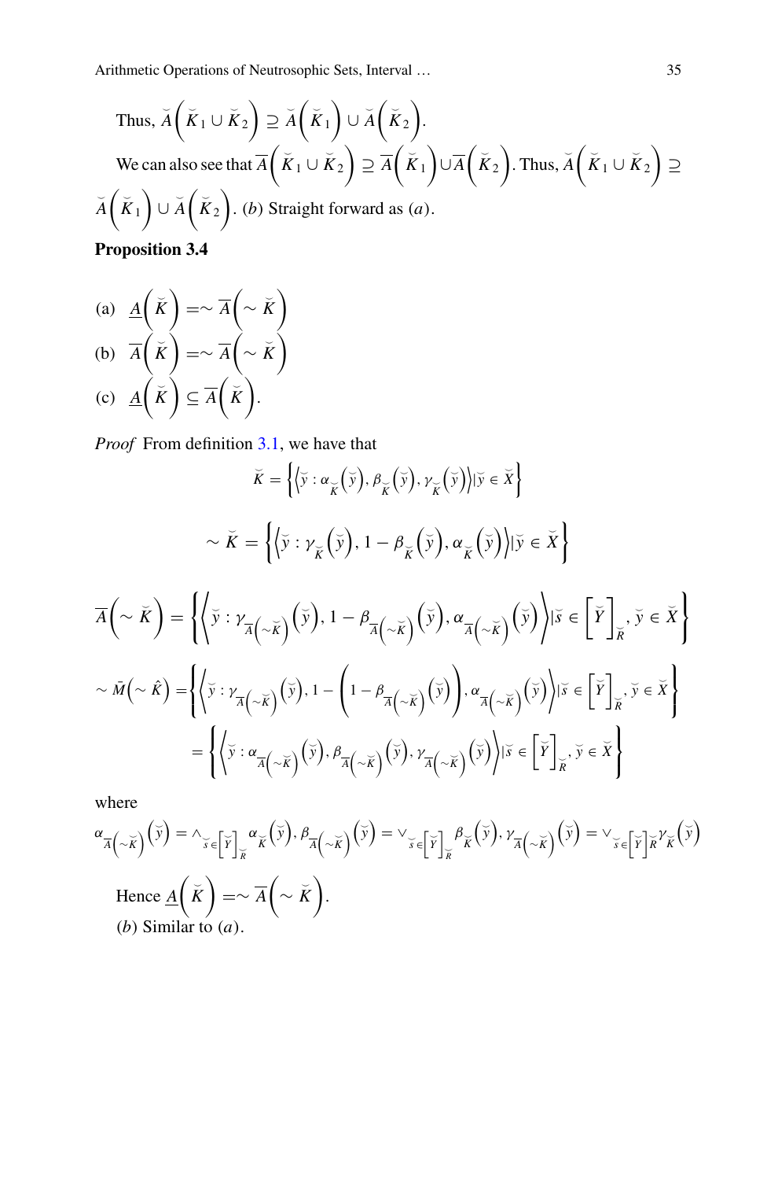Thus, $\breve{A}\left(\breve{K}_1 \cup \breve{K}_2\right) \supseteq \breve{A}\left(\breve{K}_1\right) \cup \breve{A}\left(\breve{K}_2\right)$.

We can also see that $\overline{A}\left(\breve{K}_1 \cup \breve{K}_2\right) \supseteq \overline{A}\left(\breve{K}_1\right) \cup \overline{A}\left(\breve{K}_2\right)$. Thus, $\breve{A}\left(\breve{K}_1 \cup \breve{K}_2\right) \supseteq \breve{A}\left(\breve{K}_1\right) \cup \breve{A}\left(\breve{K}_2\right)$. (*b*) Straight forward as (*a*).

**Proposition 3.4**

(a) $\underline{A}\left(\breve{K}\right) = \sim \overline{A}\left(\sim \breve{K}\right)$

(b) $\overline{A}\left(\breve{K}\right) = \sim \overline{A}\left(\sim \breve{K}\right)$

(c) $\underline{A}\left(\breve{K}\right) \subseteq \overline{A}\left(\breve{K}\right)$.

*Proof* From definition 3.1, we have that

$$\breve{K} = \left\{\left\langle \breve{y} : \alpha_{\breve{K}}\left(\breve{y}\right), \beta_{\breve{K}}\left(\breve{y}\right), \gamma_{\breve{K}}\left(\breve{y}\right)\right\rangle | \breve{y} \in \breve{X}\right\}$$

$$\sim \breve{K} = \left\{\left\langle \breve{y} : \gamma_{\breve{K}}\left(\breve{y}\right), 1 - \beta_{\breve{K}}\left(\breve{y}\right), \alpha_{\breve{K}}\left(\breve{y}\right)\right\rangle | \breve{y} \in \breve{X}\right\}$$

$$\overline{A}\left(\sim \breve{K}\right) = \left\{\left\langle \breve{y} : \gamma_{\overline{A}\left(\sim\breve{K}\right)}\left(\breve{y}\right), 1 - \beta_{\overline{A}\left(\sim\breve{K}\right)}\left(\breve{y}\right), \alpha_{\overline{A}\left(\sim\breve{K}\right)}\left(\breve{y}\right)\right\rangle | \breve{s} \in \left[\breve{Y}\right]_{\breve{R}}, \breve{y} \in \breve{X}\right\}$$

$$\sim \bar{M}\left(\sim \hat{K}\right) = \left\{\left\langle \breve{y} : \gamma_{\overline{A}\left(\sim\breve{K}\right)}\left(\breve{y}\right), 1 - \left(1 - \beta_{\overline{A}\left(\sim\breve{K}\right)}\left(\breve{y}\right)\right), \alpha_{\overline{A}\left(\sim\breve{K}\right)}\left(\breve{y}\right)\right\rangle | \breve{s} \in \left[\breve{Y}\right]_{\breve{R}}, \breve{y} \in \breve{X}\right\}$$

$$= \left\{\left\langle \breve{y} : \alpha_{\overline{A}\left(\sim\breve{K}\right)}\left(\breve{y}\right), \beta_{\overline{A}\left(\sim\breve{K}\right)}\left(\breve{y}\right), \gamma_{\overline{A}\left(\sim\breve{K}\right)}\left(\breve{y}\right)\right\rangle | \breve{s} \in \left[\breve{Y}\right]_{\breve{R}}, \breve{y} \in \breve{X}\right\}$$

where

$\alpha_{\overline{A}\left(\sim\breve{K}\right)}\left(\breve{y}\right) = \wedge_{\breve{s} \in \left[\breve{Y}\right]_{\breve{R}}} \alpha_{\breve{K}}\left(\breve{y}\right), \beta_{\overline{A}\left(\sim\breve{K}\right)}\left(\breve{y}\right) = \vee_{\breve{s} \in \left[\breve{Y}\right]_{\breve{R}}} \beta_{\breve{K}}\left(\breve{y}\right), \gamma_{\overline{A}\left(\sim\breve{K}\right)}\left(\breve{y}\right) = \vee_{\breve{s} \in \left[\breve{Y}\right]\breve{R}} \gamma_{\breve{K}}\left(\breve{y}\right)$

Hence $\underline{A}\left(\breve{K}\right) = \sim \overline{A}\left(\sim \breve{K}\right)$.

(*b*) Similar to (*a*).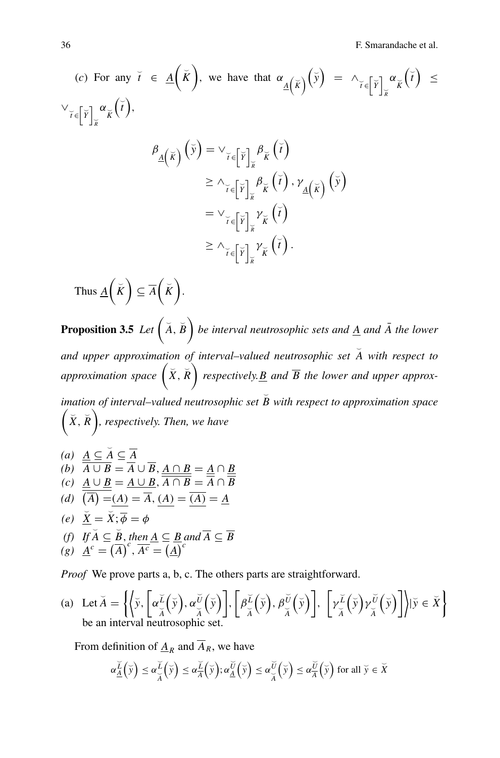(c) For any $\breve{t} \in \underline{A}\left(\breve{K}\right)$, we have that $\alpha_{\underline{A}\left(\breve{K}\right)}\left(\breve{y}\right) = \wedge_{\breve{t}\in\left[\breve{Y}\right]_{\breve{R}}} \alpha_{\breve{K}}\left(\breve{t}\right) \leq \vee_{\breve{t}\in\left[\breve{Y}\right]_{\breve{R}}} \alpha_{\breve{K}}\left(\breve{t}\right)$,

$$
\begin{aligned}
\beta_{\underline{A}\left(\breve{K}\right)}\left(\breve{y}\right) &= \vee_{\breve{t}\in\left[\breve{Y}\right]_{\breve{R}}} \beta_{\breve{K}}\left(\breve{t}\right) \\
&\geq \wedge_{\breve{t}\in\left[\breve{Y}\right]_{\breve{R}}} \beta_{\breve{K}}\left(\breve{t}\right), \gamma_{\underline{A}\left(\breve{K}\right)}\left(\breve{y}\right) \\
&= \vee_{\breve{t}\in\left[\breve{Y}\right]_{\breve{R}}} \gamma_{\breve{K}}\left(\breve{t}\right) \\
&\geq \wedge_{\breve{t}\in\left[\breve{Y}\right]_{\breve{R}}} \gamma_{\breve{K}}\left(\breve{t}\right).
\end{aligned}
$$

Thus $\underline{A}\left(\breve{K}\right) \subseteq \overline{A}\left(\breve{K}\right)$.

**Proposition 3.5** *Let $\left(\breve{A}, \breve{B}\right)$ be interval neutrosophic sets and $\underline{A}$ and $\bar{A}$ the lower and upper approximation of interval–valued neutrosophic set $\breve{A}$ with respect to approximation space $\left(\breve{X}, \breve{R}\right)$ respectively.$\underline{B}$ and $\overline{B}$ the lower and upper approximation of interval–valued neutrosophic set $\breve{B}$ with respect to approximation space $\left(\breve{X}, \breve{R}\right)$, respectively. Then, we have*

*(a)* $\underline{A} \subseteq \breve{A} \subseteq \overline{A}$
*(b)* $\overline{A \cup B} = \overline{A} \cup \overline{B}$, $\underline{A \cap B} = \underline{A} \cap \underline{B}$
*(c)* $\underline{A} \cup \underline{B} = \underline{A \cup B}$, $\overline{A \cap B} = \overline{A} \cap \overline{B}$
*(d)* $\underline{\left(\overline{A}\right)} = \overline{\underline{(A)}} = \overline{A}$, $\underline{\underline{(A)}} = \overline{\underline{(A)}} = \underline{A}$
*(e)* $\underline{\breve{X}} = \breve{X}; \overline{\phi} = \phi$
*(f)* *If* $\breve{A} \subseteq \breve{B}$, *then* $\underline{A} \subseteq \underline{B}$ *and* $\overline{A} \subseteq \overline{B}$
*(g)* $\underline{A}^c = \left(\overline{A}\right)^c$, $\overline{A^c} = \left(\underline{A}\right)^c$

*Proof* We prove parts a, b, c. The others parts are straightforward.

(a) Let $\breve{A} = \left\{\left\langle \breve{y}, \left[\alpha_{\breve{A}}^{\breve{L}}\left(\breve{y}\right), \alpha_{\breve{A}}^{\breve{U}}\left(\breve{y}\right)\right], \left[\beta_{\breve{A}}^{\breve{L}}\left(\breve{y}\right), \beta_{\breve{A}}^{\breve{U}}\left(\breve{y}\right)\right], \left[\gamma_{\breve{A}}^{\breve{L}}\left(\breve{y}\right)\gamma_{\breve{A}}^{\breve{U}}\left(\breve{y}\right)\right]\right\rangle | \breve{y} \in \breve{X}\right\}$ be an interval neutrosophic set.

From definition of $\underline{A}_R$ and $\overline{A}_R$, we have

$$
\alpha_{\underline{A}}^{\breve{L}}\left(\breve{y}\right) \leq \alpha_{\breve{A}}^{\breve{L}}\left(\breve{y}\right) \leq \alpha_{\overline{A}}^{\breve{L}}\left(\breve{y}\right); \alpha_{\underline{A}}^{\breve{U}}\left(\breve{y}\right) \leq \alpha_{\breve{A}}^{\breve{U}}\left(\breve{y}\right) \leq \alpha_{\overline{A}}^{\breve{U}}\left(\breve{y}\right) \text{ for all } \breve{y} \in \breve{X}
$$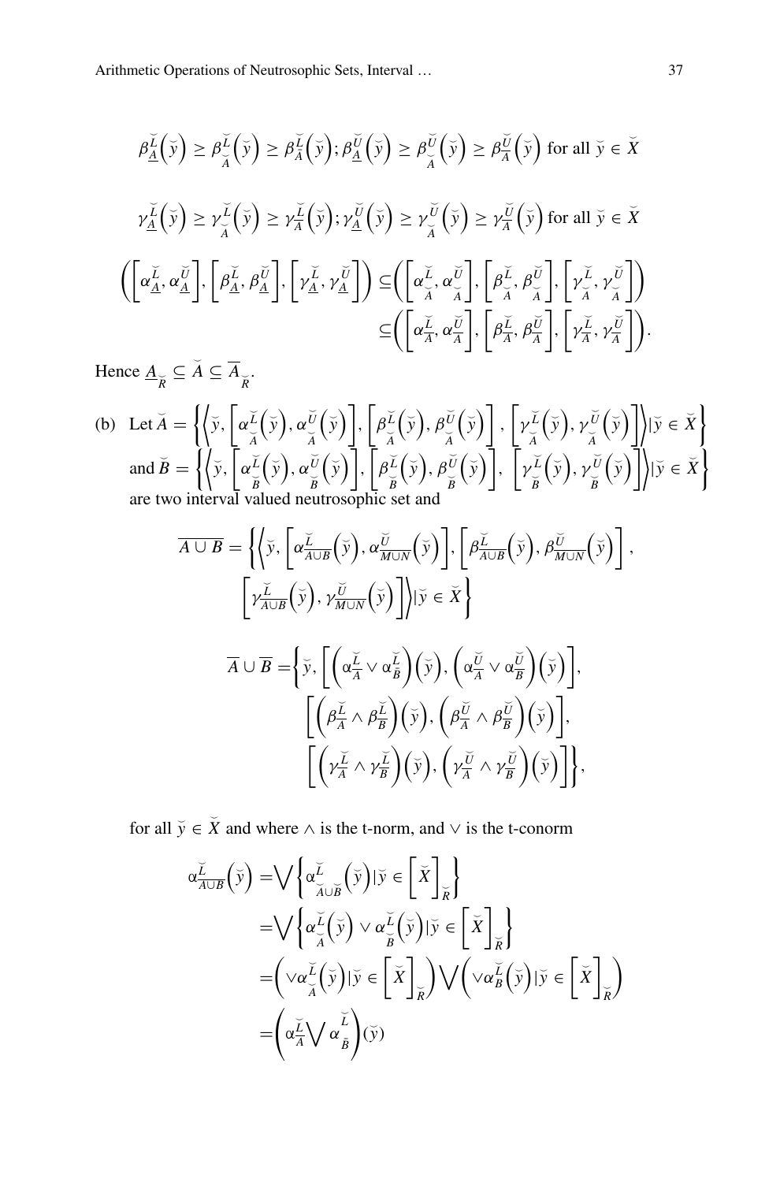$$\beta^{\breve{L}}_{\underline{A}}\left(\breve{y}\right) \geq \beta^{\breve{L}}_{\breve{A}}\left(\breve{y}\right) \geq \beta^{\breve{L}}_{\overline{A}}\left(\breve{y}\right); \beta^{\breve{U}}_{\underline{A}}\left(\breve{y}\right) \geq \beta^{\breve{U}}_{\breve{A}}\left(\breve{y}\right) \geq \beta^{\breve{U}}_{\overline{A}}\left(\breve{y}\right) \text{ for all } \breve{y} \in \breve{X}$$

$$\gamma^{\breve{L}}_{\underline{A}}\left(\breve{y}\right) \geq \gamma^{\breve{L}}_{\breve{A}}\left(\breve{y}\right) \geq \gamma^{\breve{L}}_{\overline{A}}\left(\breve{y}\right); \gamma^{\breve{U}}_{\underline{A}}\left(\breve{y}\right) \geq \gamma^{\breve{U}}_{\breve{A}}\left(\breve{y}\right) \geq \gamma^{\breve{U}}_{\overline{A}}\left(\breve{y}\right) \text{ for all } \breve{y} \in \breve{X}$$

$$\begin{aligned}\left(\left[\alpha^{\breve{L}}_{\underline{A}}, \alpha^{\breve{U}}_{\underline{A}}\right], \left[\beta^{\breve{L}}_{\underline{A}}, \beta^{\breve{U}}_{\underline{A}}\right], \left[\gamma^{\breve{L}}_{\underline{A}}, \gamma^{\breve{U}}_{\underline{A}}\right]\right) &\subseteq \left(\left[\alpha^{\breve{L}}_{\breve{A}}, \alpha^{\breve{U}}_{\breve{A}}\right], \left[\beta^{\breve{L}}_{\breve{A}}, \beta^{\breve{U}}_{\breve{A}}\right], \left[\gamma^{\breve{L}}_{\breve{A}}, \gamma^{\breve{U}}_{\breve{A}}\right]\right) \\ &\subseteq \left(\left[\alpha^{\breve{L}}_{\overline{A}}, \alpha^{\breve{U}}_{\overline{A}}\right], \left[\beta^{\breve{L}}_{\overline{A}}, \beta^{\breve{U}}_{\overline{A}}\right], \left[\gamma^{\breve{L}}_{\overline{A}}, \gamma^{\breve{U}}_{\overline{A}}\right]\right).\end{aligned}$$

Hence $\underline{A}_{\breve{R}} \subseteq \breve{A} \subseteq \overline{A}_{\breve{R}}$.

(b) Let $\breve{A} = \left\{\left\langle \breve{y}, \left[\alpha^{\breve{L}}_{\breve{A}}\left(\breve{y}\right), \alpha^{\breve{U}}_{\breve{A}}\left(\breve{y}\right)\right], \left[\beta^{\breve{L}}_{\breve{A}}\left(\breve{y}\right), \beta^{\breve{U}}_{\breve{A}}\left(\breve{y}\right)\right], \left[\gamma^{\breve{L}}_{\breve{A}}\left(\breve{y}\right), \gamma^{\breve{U}}_{\breve{A}}\left(\breve{y}\right)\right]\right\rangle | \breve{y} \in \breve{X}\right\}$ and $\breve{B} = \left\{\left\langle \breve{y}, \left[\alpha^{\breve{L}}_{\breve{B}}\left(\breve{y}\right), \alpha^{\breve{U}}_{\breve{B}}\left(\breve{y}\right)\right], \left[\beta^{\breve{L}}_{\breve{B}}\left(\breve{y}\right), \beta^{\breve{U}}_{\breve{B}}\left(\breve{y}\right)\right], \left[\gamma^{\breve{L}}_{\breve{B}}\left(\breve{y}\right), \gamma^{\breve{U}}_{\breve{B}}\left(\breve{y}\right)\right]\right\rangle | \breve{y} \in \breve{X}\right\}$ are two interval valued neutrosophic set and

$$\begin{aligned}\overline{A \cup B} = \Bigg\{\Bigg\langle \breve{y}, &\left[\alpha^{\breve{L}}_{\overline{A \cup B}}\left(\breve{y}\right), \alpha^{\breve{U}}_{\overline{M \cup N}}\left(\breve{y}\right)\right], \left[\beta^{\breve{L}}_{\overline{A \cup B}}\left(\breve{y}\right), \beta^{\breve{U}}_{\overline{M \cup N}}\left(\breve{y}\right)\right], \\ &\left[\gamma^{\breve{L}}_{\overline{A \cup B}}\left(\breve{y}\right), \gamma^{\breve{U}}_{\overline{M \cup N}}\left(\breve{y}\right)\right]\Bigg\rangle | \breve{y} \in \breve{X}\Bigg\}\end{aligned}$$

$$\begin{aligned}\overline{A} \cup \overline{B} = \Bigg\{\breve{y}, &\left[\left(\alpha^{\breve{L}}_{\overline{A}} \vee \alpha^{\breve{L}}_{\overline{B}}\right)\left(\breve{y}\right), \left(\alpha^{\breve{U}}_{\overline{A}} \vee \alpha^{\breve{U}}_{\overline{B}}\right)\left(\breve{y}\right)\right], \\ &\left[\left(\beta^{\breve{L}}_{\overline{A}} \wedge \beta^{\breve{L}}_{\overline{B}}\right)\left(\breve{y}\right), \left(\beta^{\breve{U}}_{\overline{A}} \wedge \beta^{\breve{U}}_{\overline{B}}\right)\left(\breve{y}\right)\right], \\ &\left[\left(\gamma^{\breve{L}}_{\overline{A}} \wedge \gamma^{\breve{L}}_{\overline{B}}\right)\left(\breve{y}\right), \left(\gamma^{\breve{U}}_{\overline{A}} \wedge \gamma^{\breve{U}}_{\overline{B}}\right)\left(\breve{y}\right)\right]\Bigg\},\end{aligned}$$

for all $\breve{y} \in \breve{X}$ and where $\wedge$ is the t-norm, and $\vee$ is the t-conorm

$$\begin{aligned}\alpha^{\breve{L}}_{\overline{A \cup B}}\left(\breve{y}\right) &= \bigvee\left\{\alpha^{\breve{L}}_{\breve{A} \cup \breve{B}}\left(\breve{y}\right) | \breve{y} \in \left[\breve{X}\right]_{\breve{R}}\right\} \\ &= \bigvee\left\{\alpha^{\breve{L}}_{\breve{A}}\left(\breve{y}\right) \vee \alpha^{\breve{L}}_{\breve{B}}\left(\breve{y}\right) | \breve{y} \in \left[\breve{X}\right]_{\breve{R}}\right\} \\ &= \left(\vee \alpha^{\breve{L}}_{\breve{A}}\left(\breve{y}\right) | \breve{y} \in \left[\breve{X}\right]_{\breve{R}}\right) \bigvee \left(\vee \alpha^{\breve{L}}_{\breve{B}}\left(\breve{y}\right) | \breve{y} \in \left[\breve{X}\right]_{\breve{R}}\right) \\ &= \left(\alpha^{\breve{L}}_{\overline{A}} \bigvee \alpha^{\breve{L}}_{\bar{B}}\right)(\breve{y})\end{aligned}$$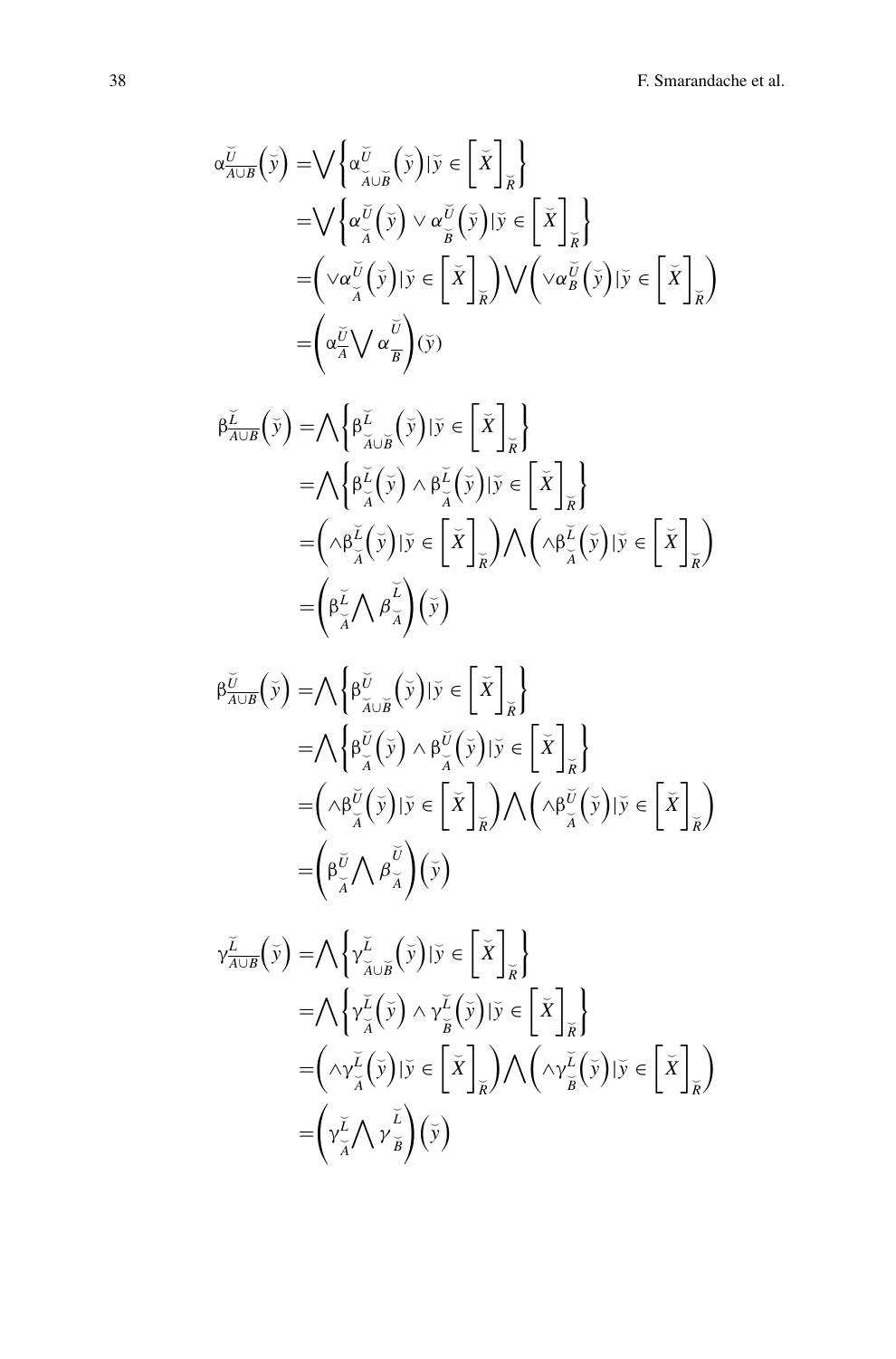$$
\begin{aligned}
\alpha^{\breve{U}}_{\overline{A \cup B}}\left(\breve{y}\right) &= \bigvee\left\{\alpha^{\breve{U}}_{\breve{A}\cup\breve{B}}\left(\breve{y}\right) | \breve{y} \in \left[\breve{X}\right]_{\breve{R}}\right\} \\
&= \bigvee\left\{\alpha^{\breve{U}}_{\breve{A}}\left(\breve{y}\right) \vee \alpha^{\breve{U}}_{\breve{B}}\left(\breve{y}\right) | \breve{y} \in \left[\breve{X}\right]_{\breve{R}}\right\} \\
&= \left(\vee\alpha^{\breve{U}}_{\breve{A}}\left(\breve{y}\right) | \breve{y} \in \left[\breve{X}\right]_{\breve{R}}\right) \bigvee \left(\vee\alpha^{\breve{U}}_{B}\left(\breve{y}\right) | \breve{y} \in \left[\breve{X}\right]_{\breve{R}}\right) \\
&= \left(\alpha^{\breve{U}}_{\overline{A}} \bigvee \alpha^{\breve{U}}_{\overline{B}}\right)(\breve{y})
\end{aligned}
$$

$$
\begin{aligned}
\beta^{\breve{L}}_{\overline{A \cup B}}\left(\breve{y}\right) &= \bigwedge\left\{\beta^{\breve{L}}_{\breve{A}\cup\breve{B}}\left(\breve{y}\right) | \breve{y} \in \left[\breve{X}\right]_{\breve{R}}\right\} \\
&= \bigwedge\left\{\beta^{\breve{L}}_{\breve{A}}\left(\breve{y}\right) \wedge \beta^{\breve{L}}_{\breve{A}}\left(\breve{y}\right) | \breve{y} \in \left[\breve{X}\right]_{\breve{R}}\right\} \\
&= \left(\wedge\beta^{\breve{L}}_{\breve{A}}\left(\breve{y}\right) | \breve{y} \in \left[\breve{X}\right]_{\breve{R}}\right) \bigwedge \left(\wedge\beta^{\breve{L}}_{\breve{A}}\left(\breve{y}\right) | \breve{y} \in \left[\breve{X}\right]_{\breve{R}}\right) \\
&= \left(\beta^{\breve{L}}_{\breve{A}} \bigwedge \beta^{\breve{L}}_{\breve{A}}\right)\left(\breve{y}\right)
\end{aligned}
$$

$$
\begin{aligned}
\beta^{\breve{U}}_{\overline{A \cup B}}\left(\breve{y}\right) &= \bigwedge\left\{\beta^{\breve{U}}_{\breve{A}\cup\breve{B}}\left(\breve{y}\right) | \breve{y} \in \left[\breve{X}\right]_{\breve{R}}\right\} \\
&= \bigwedge\left\{\beta^{\breve{U}}_{\breve{A}}\left(\breve{y}\right) \wedge \beta^{\breve{U}}_{\breve{A}}\left(\breve{y}\right) | \breve{y} \in \left[\breve{X}\right]_{\breve{R}}\right\} \\
&= \left(\wedge\beta^{\breve{U}}_{\breve{A}}\left(\breve{y}\right) | \breve{y} \in \left[\breve{X}\right]_{\breve{R}}\right) \bigwedge \left(\wedge\beta^{\breve{U}}_{\breve{A}}\left(\breve{y}\right) | \breve{y} \in \left[\breve{X}\right]_{\breve{R}}\right) \\
&= \left(\beta^{\breve{U}}_{\breve{A}} \bigwedge \beta^{\breve{U}}_{\breve{A}}\right)\left(\breve{y}\right)
\end{aligned}
$$

$$
\begin{aligned}
\gamma^{\breve{L}}_{\overline{A \cup B}}\left(\breve{y}\right) &= \bigwedge\left\{\gamma^{\breve{L}}_{\breve{A}\cup\breve{B}}\left(\breve{y}\right) | \breve{y} \in \left[\breve{X}\right]_{\breve{R}}\right\} \\
&= \bigwedge\left\{\gamma^{\breve{L}}_{\breve{A}}\left(\breve{y}\right) \wedge \gamma^{\breve{L}}_{\breve{B}}\left(\breve{y}\right) | \breve{y} \in \left[\breve{X}\right]_{\breve{R}}\right\} \\
&= \left(\wedge\gamma^{\breve{L}}_{\breve{A}}\left(\breve{y}\right) | \breve{y} \in \left[\breve{X}\right]_{\breve{R}}\right) \bigwedge \left(\wedge\gamma^{\breve{L}}_{\breve{B}}\left(\breve{y}\right) | \breve{y} \in \left[\breve{X}\right]_{\breve{R}}\right) \\
&= \left(\gamma^{\breve{L}}_{\breve{A}} \bigwedge \gamma^{\breve{L}}_{\breve{B}}\right)\left(\breve{y}\right)
\end{aligned}
$$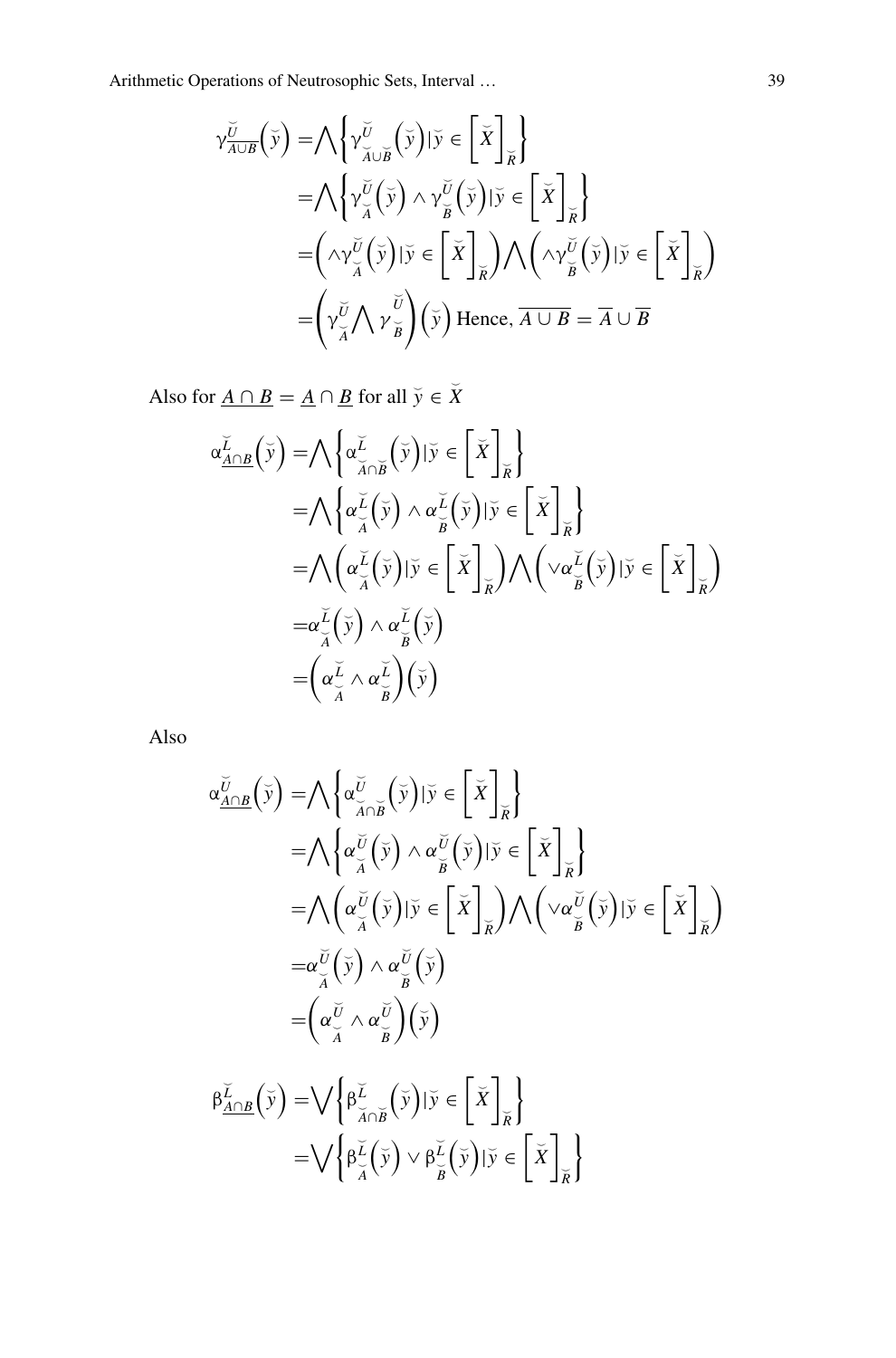$$
\begin{aligned}
\gamma^{\breve{U}}_{\overline{A \cup B}}\left(\breve{y}\right) &= \bigwedge\left\{\gamma^{\breve{U}}_{\breve{A} \cup \breve{B}}\left(\breve{y}\right) | \breve{y} \in \left[\breve{X}\right]_{\breve{R}}\right\} \\
&= \bigwedge\left\{\gamma^{\breve{U}}_{\breve{A}}\left(\breve{y}\right) \wedge \gamma^{\breve{U}}_{\breve{B}}\left(\breve{y}\right) | \breve{y} \in \left[\breve{X}\right]_{\breve{R}}\right\} \\
&= \left(\wedge \gamma^{\breve{U}}_{\breve{A}}\left(\breve{y}\right) | \breve{y} \in \left[\breve{X}\right]_{\breve{R}}\right) \bigwedge \left(\wedge \gamma^{\breve{U}}_{\breve{B}}\left(\breve{y}\right) | \breve{y} \in \left[\breve{X}\right]_{\breve{R}}\right) \\
&= \left(\gamma^{\breve{U}}_{\breve{A}} \bigwedge \gamma^{\breve{U}}_{\breve{B}}\right)\left(\breve{y}\right) \text{ Hence, } \overline{A \cup B} = \overline{A} \cup \overline{B}
\end{aligned}
$$

Also for $\underline{A \cap B} = \underline{A} \cap \underline{B}$ for all $\breve{y} \in \breve{X}$

$$
\begin{aligned}
\alpha^{\breve{L}}_{\underline{A \cap B}}\left(\breve{y}\right) &= \bigwedge\left\{\alpha^{\breve{L}}_{\breve{A} \cap \breve{B}}\left(\breve{y}\right) | \breve{y} \in \left[\breve{X}\right]_{\breve{R}}\right\} \\
&= \bigwedge\left\{\alpha^{\breve{L}}_{\breve{A}}\left(\breve{y}\right) \wedge \alpha^{\breve{L}}_{\breve{B}}\left(\breve{y}\right) | \breve{y} \in \left[\breve{X}\right]_{\breve{R}}\right\} \\
&= \bigwedge\left(\alpha^{\breve{L}}_{\breve{A}}\left(\breve{y}\right) | \breve{y} \in \left[\breve{X}\right]_{\breve{R}}\right) \bigwedge \left(\vee \alpha^{\breve{L}}_{\breve{B}}\left(\breve{y}\right) | \breve{y} \in \left[\breve{X}\right]_{\breve{R}}\right) \\
&= \alpha^{\breve{L}}_{\breve{A}}\left(\breve{y}\right) \wedge \alpha^{\breve{L}}_{\breve{B}}\left(\breve{y}\right) \\
&= \left(\alpha^{\breve{L}}_{\breve{A}} \wedge \alpha^{\breve{L}}_{\breve{B}}\right)\left(\breve{y}\right)
\end{aligned}
$$

Also

$$
\begin{aligned}
\alpha^{\breve{U}}_{\underline{A \cap B}}\left(\breve{y}\right) &= \bigwedge\left\{\alpha^{\breve{U}}_{\breve{A} \cap \breve{B}}\left(\breve{y}\right) | \breve{y} \in \left[\breve{X}\right]_{\breve{R}}\right\} \\
&= \bigwedge\left\{\alpha^{\breve{U}}_{\breve{A}}\left(\breve{y}\right) \wedge \alpha^{\breve{U}}_{\breve{B}}\left(\breve{y}\right) | \breve{y} \in \left[\breve{X}\right]_{\breve{R}}\right\} \\
&= \bigwedge\left(\alpha^{\breve{U}}_{\breve{A}}\left(\breve{y}\right) | \breve{y} \in \left[\breve{X}\right]_{\breve{R}}\right) \bigwedge \left(\vee \alpha^{\breve{U}}_{\breve{B}}\left(\breve{y}\right) | \breve{y} \in \left[\breve{X}\right]_{\breve{R}}\right) \\
&= \alpha^{\breve{U}}_{\breve{A}}\left(\breve{y}\right) \wedge \alpha^{\breve{U}}_{\breve{B}}\left(\breve{y}\right) \\
&= \left(\alpha^{\breve{U}}_{\breve{A}} \wedge \alpha^{\breve{U}}_{\breve{B}}\right)\left(\breve{y}\right)
\end{aligned}
$$

$$
\begin{aligned}
\beta^{\breve{L}}_{\underline{A \cap B}}\left(\breve{y}\right) &= \bigvee\left\{\beta^{\breve{L}}_{\breve{A} \cap \breve{B}}\left(\breve{y}\right) | \breve{y} \in \left[\breve{X}\right]_{\breve{R}}\right\} \\
&= \bigvee\left\{\beta^{\breve{L}}_{\breve{A}}\left(\breve{y}\right) \vee \beta^{\breve{L}}_{\breve{B}}\left(\breve{y}\right) | \breve{y} \in \left[\breve{X}\right]_{\breve{R}}\right\}
\end{aligned}
$$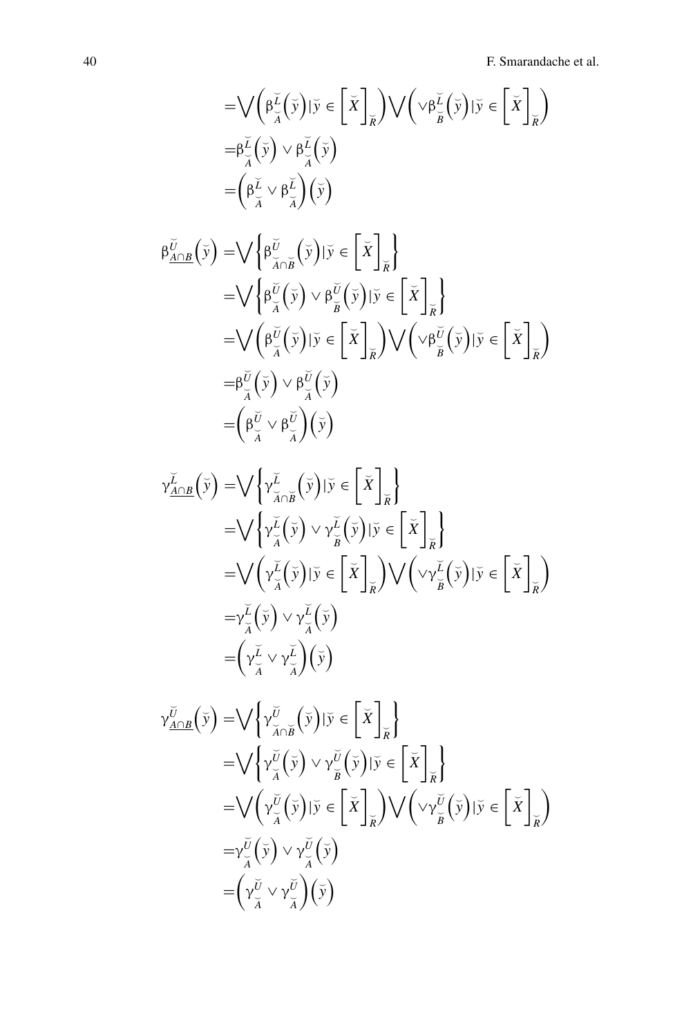$$
\begin{aligned}
&= \bigvee \left( \beta^{\breve{L}}_{\breve{A}}\left(\breve{y}\right) | \breve{y} \in \left[\breve{X}\right]_{\breve{R}} \right) \bigvee \left( \vee \beta^{\breve{L}}_{\breve{B}}\left(\breve{y}\right) | \breve{y} \in \left[\breve{X}\right]_{\breve{R}} \right) \\
&= \beta^{\breve{L}}_{\breve{A}}\left(\breve{y}\right) \vee \beta^{\breve{L}}_{\breve{A}}\left(\breve{y}\right) \\
&= \left( \beta^{\breve{L}}_{\breve{A}} \vee \beta^{\breve{L}}_{\breve{A}} \right)\left(\breve{y}\right)
\end{aligned}
$$

$$
\begin{aligned}
\beta^{\breve{U}}_{\underline{A \cap B}}\left(\breve{y}\right) &= \bigvee \left\{ \beta^{\breve{U}}_{\breve{A} \cap \breve{B}}\left(\breve{y}\right) | \breve{y} \in \left[\breve{X}\right]_{\breve{R}} \right\} \\
&= \bigvee \left\{ \beta^{\breve{U}}_{\breve{A}}\left(\breve{y}\right) \vee \beta^{\breve{U}}_{\breve{B}}\left(\breve{y}\right) | \breve{y} \in \left[\breve{X}\right]_{\breve{R}} \right\} \\
&= \bigvee \left( \beta^{\breve{U}}_{\breve{A}}\left(\breve{y}\right) | \breve{y} \in \left[\breve{X}\right]_{\breve{R}} \right) \bigvee \left( \vee \beta^{\breve{U}}_{\breve{B}}\left(\breve{y}\right) | \breve{y} \in \left[\breve{X}\right]_{\breve{R}} \right) \\
&= \beta^{\breve{U}}_{\breve{A}}\left(\breve{y}\right) \vee \beta^{\breve{U}}_{\breve{A}}\left(\breve{y}\right) \\
&= \left( \beta^{\breve{U}}_{\breve{A}} \vee \beta^{\breve{U}}_{\breve{A}} \right)\left(\breve{y}\right)
\end{aligned}
$$

$$
\begin{aligned}
\gamma^{\breve{L}}_{\underline{A \cap B}}\left(\breve{y}\right) &= \bigvee \left\{ \gamma^{\breve{L}}_{\breve{A} \cap \breve{B}}\left(\breve{y}\right) | \breve{y} \in \left[\breve{X}\right]_{\breve{R}} \right\} \\
&= \bigvee \left\{ \gamma^{\breve{L}}_{\breve{A}}\left(\breve{y}\right) \vee \gamma^{\breve{L}}_{\breve{B}}\left(\breve{y}\right) | \breve{y} \in \left[\breve{X}\right]_{\breve{R}} \right\} \\
&= \bigvee \left( \gamma^{\breve{L}}_{\breve{A}}\left(\breve{y}\right) | \breve{y} \in \left[\breve{X}\right]_{\breve{R}} \right) \bigvee \left( \vee \gamma^{\breve{L}}_{\breve{B}}\left(\breve{y}\right) | \breve{y} \in \left[\breve{X}\right]_{\breve{R}} \right) \\
&= \gamma^{\breve{L}}_{\breve{A}}\left(\breve{y}\right) \vee \gamma^{\breve{L}}_{\breve{A}}\left(\breve{y}\right) \\
&= \left( \gamma^{\breve{L}}_{\breve{A}} \vee \gamma^{\breve{L}}_{\breve{A}} \right)\left(\breve{y}\right)
\end{aligned}
$$

$$
\begin{aligned}
\gamma^{\breve{U}}_{\underline{A \cap B}}\left(\breve{y}\right) &= \bigvee \left\{ \gamma^{\breve{U}}_{\breve{A} \cap \breve{B}}\left(\breve{y}\right) | \breve{y} \in \left[\breve{X}\right]_{\breve{R}} \right\} \\
&= \bigvee \left\{ \gamma^{\breve{U}}_{\breve{A}}\left(\breve{y}\right) \vee \gamma^{\breve{U}}_{\breve{B}}\left(\breve{y}\right) | \breve{y} \in \left[\breve{X}\right]_{\breve{R}} \right\} \\
&= \bigvee \left( \gamma^{\breve{U}}_{\breve{A}}\left(\breve{y}\right) | \breve{y} \in \left[\breve{X}\right]_{\breve{R}} \right) \bigvee \left( \vee \gamma^{\breve{U}}_{\breve{B}}\left(\breve{y}\right) | \breve{y} \in \left[\breve{X}\right]_{\breve{R}} \right) \\
&= \gamma^{\breve{U}}_{\breve{A}}\left(\breve{y}\right) \vee \gamma^{\breve{U}}_{\breve{A}}\left(\breve{y}\right) \\
&= \left( \gamma^{\breve{U}}_{\breve{A}} \vee \gamma^{\breve{U}}_{\breve{A}} \right)\left(\breve{y}\right)
\end{aligned}
$$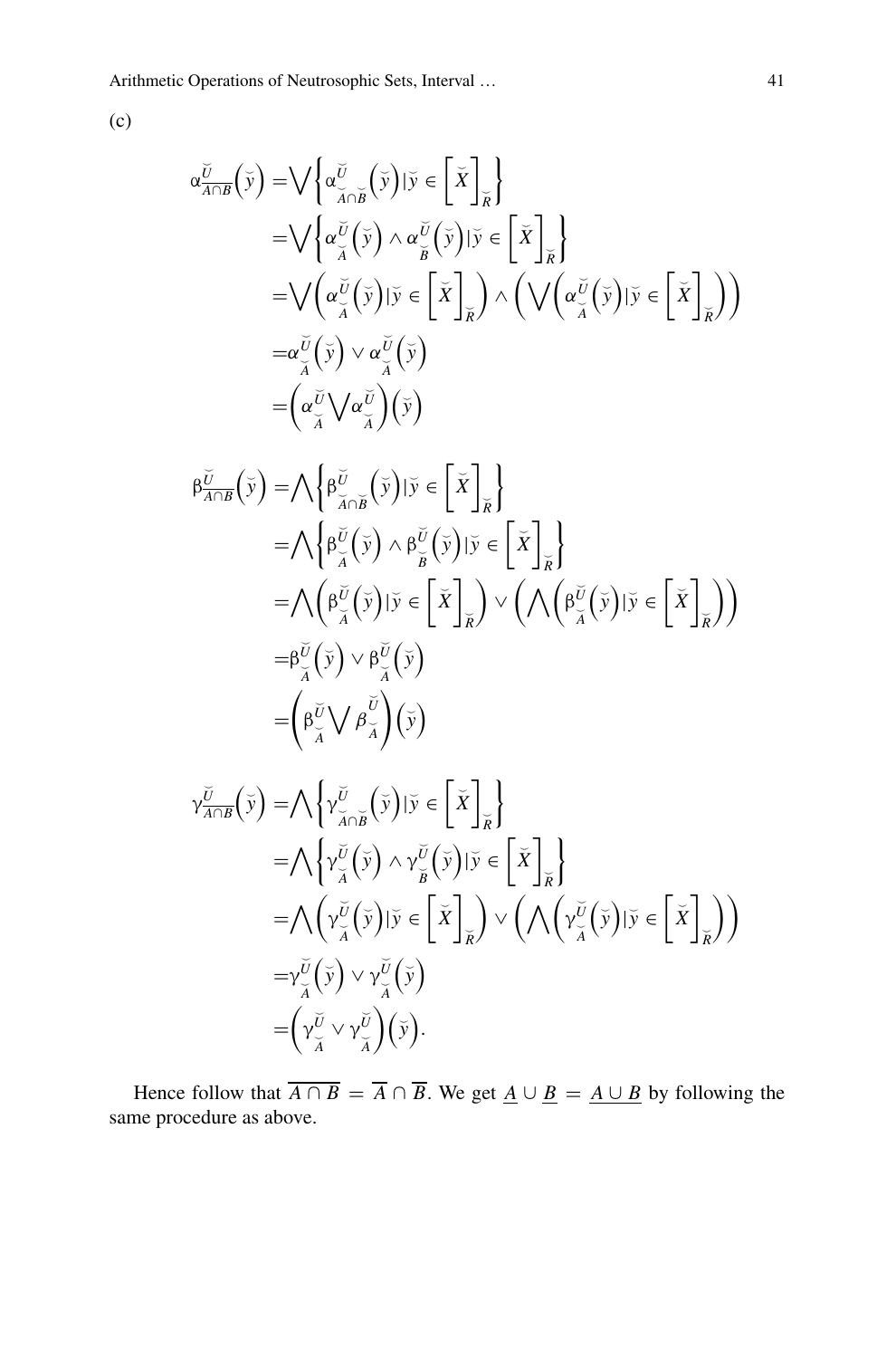(c)

$$
\begin{aligned}
\alpha_{\overline{A\cap B}}^{\breve{U}}\left(\breve{y}\right) &= \bigvee\left\{\alpha_{\breve{A}\cap\breve{B}}^{\breve{U}}\left(\breve{y}\right)|\breve{y}\in\left[\breve{X}\right]_{\breve{R}}\right\} \\
&= \bigvee\left\{\alpha_{\breve{A}}^{\breve{U}}\left(\breve{y}\right)\wedge\alpha_{\breve{B}}^{\breve{U}}\left(\breve{y}\right)|\breve{y}\in\left[\breve{X}\right]_{\breve{R}}\right\} \\
&= \bigvee\left(\alpha_{\breve{A}}^{\breve{U}}\left(\breve{y}\right)|\breve{y}\in\left[\breve{X}\right]_{\breve{R}}\right)\wedge\left(\bigvee\left(\alpha_{\breve{A}}^{\breve{U}}\left(\breve{y}\right)|\breve{y}\in\left[\breve{X}\right]_{\breve{R}}\right)\right) \\
&= \alpha_{\breve{A}}^{\breve{U}}\left(\breve{y}\right)\vee\alpha_{\breve{A}}^{\breve{U}}\left(\breve{y}\right) \\
&= \left(\alpha_{\breve{A}}^{\breve{U}}\bigvee\alpha_{\breve{A}}^{\breve{U}}\right)\left(\breve{y}\right)
\end{aligned}
$$

$$
\begin{aligned}
\beta_{\overline{A\cap B}}^{\breve{U}}\left(\breve{y}\right) &= \bigwedge\left\{\beta_{\breve{A}\cap\breve{B}}^{\breve{U}}\left(\breve{y}\right)|\breve{y}\in\left[\breve{X}\right]_{\breve{R}}\right\} \\
&= \bigwedge\left\{\beta_{\breve{A}}^{\breve{U}}\left(\breve{y}\right)\wedge\beta_{\breve{B}}^{\breve{U}}\left(\breve{y}\right)|\breve{y}\in\left[\breve{X}\right]_{\breve{R}}\right\} \\
&= \bigwedge\left(\beta_{\breve{A}}^{\breve{U}}\left(\breve{y}\right)|\breve{y}\in\left[\breve{X}\right]_{\breve{R}}\right)\vee\left(\bigwedge\left(\beta_{\breve{A}}^{\breve{U}}\left(\breve{y}\right)|\breve{y}\in\left[\breve{X}\right]_{\breve{R}}\right)\right) \\
&= \beta_{\breve{A}}^{\breve{U}}\left(\breve{y}\right)\vee\beta_{\breve{A}}^{\breve{U}}\left(\breve{y}\right) \\
&= \left(\beta_{\breve{A}}^{\breve{U}}\bigvee\beta_{\breve{A}}^{\breve{U}}\right)\left(\breve{y}\right)
\end{aligned}
$$

$$
\begin{aligned}
\gamma_{\overline{A\cap B}}^{\breve{U}}\left(\breve{y}\right) &= \bigwedge\left\{\gamma_{\breve{A}\cap\breve{B}}^{\breve{U}}\left(\breve{y}\right)|\breve{y}\in\left[\breve{X}\right]_{\breve{R}}\right\} \\
&= \bigwedge\left\{\gamma_{\breve{A}}^{\breve{U}}\left(\breve{y}\right)\wedge\gamma_{\breve{B}}^{\breve{U}}\left(\breve{y}\right)|\breve{y}\in\left[\breve{X}\right]_{\breve{R}}\right\} \\
&= \bigwedge\left(\gamma_{\breve{A}}^{\breve{U}}\left(\breve{y}\right)|\breve{y}\in\left[\breve{X}\right]_{\breve{R}}\right)\vee\left(\bigwedge\left(\gamma_{\breve{A}}^{\breve{U}}\left(\breve{y}\right)|\breve{y}\in\left[\breve{X}\right]_{\breve{R}}\right)\right) \\
&= \gamma_{\breve{A}}^{\breve{U}}\left(\breve{y}\right)\vee\gamma_{\breve{A}}^{\breve{U}}\left(\breve{y}\right) \\
&= \left(\gamma_{\breve{A}}^{\breve{U}}\vee\gamma_{\breve{A}}^{\breve{U}}\right)\left(\breve{y}\right).
\end{aligned}
$$

Hence follow that $\overline{A\cap B} = \overline{A}\cap\overline{B}$. We get $\underline{A}\cup\underline{B} = \underline{A\cup B}$ by following the same procedure as above.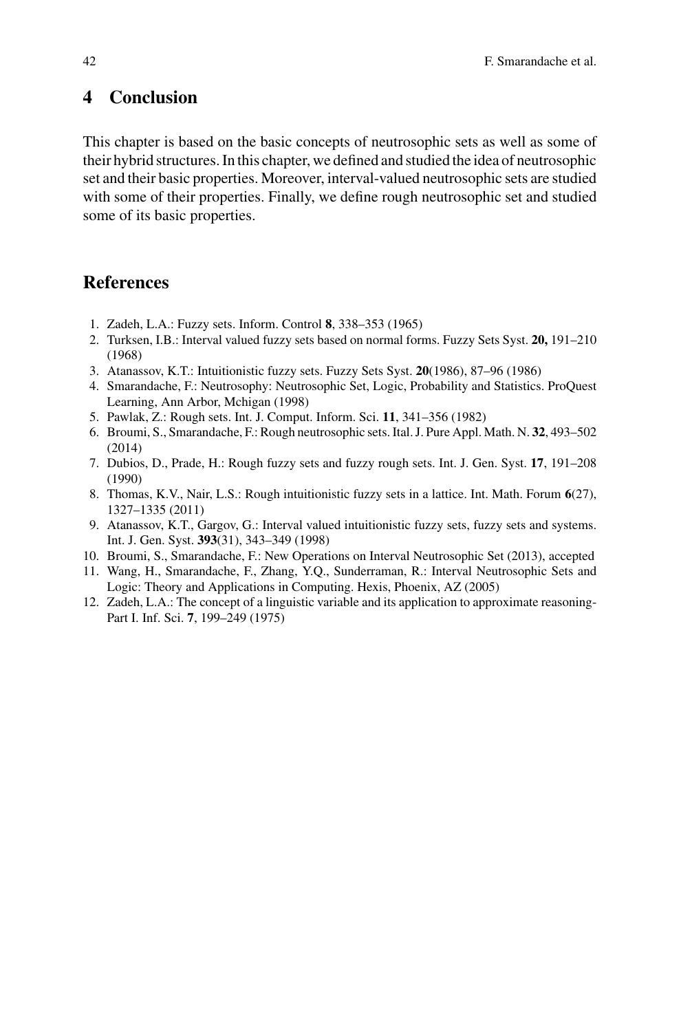## 4 Conclusion

This chapter is based on the basic concepts of neutrosophic sets as well as some of their hybrid structures. In this chapter, we defined and studied the idea of neutrosophic set and their basic properties. Moreover, interval-valued neutrosophic sets are studied with some of their properties. Finally, we define rough neutrosophic set and studied some of its basic properties.

## References

1. Zadeh, L.A.: Fuzzy sets. Inform. Control **8**, 338–353 (1965)
2. Turksen, I.B.: Interval valued fuzzy sets based on normal forms. Fuzzy Sets Syst. **20,** 191–210 (1968)
3. Atanassov, K.T.: Intuitionistic fuzzy sets. Fuzzy Sets Syst. **20**(1986), 87–96 (1986)
4. Smarandache, F.: Neutrosophy: Neutrosophic Set, Logic, Probability and Statistics. ProQuest Learning, Ann Arbor, Mchigan (1998)
5. Pawlak, Z.: Rough sets. Int. J. Comput. Inform. Sci. **11**, 341–356 (1982)
6. Broumi, S., Smarandache, F.: Rough neutrosophic sets. Ital. J. Pure Appl. Math. N. **32**, 493–502 (2014)
7. Dubios, D., Prade, H.: Rough fuzzy sets and fuzzy rough sets. Int. J. Gen. Syst. **17**, 191–208 (1990)
8. Thomas, K.V., Nair, L.S.: Rough intuitionistic fuzzy sets in a lattice. Int. Math. Forum **6**(27), 1327–1335 (2011)
9. Atanassov, K.T., Gargov, G.: Interval valued intuitionistic fuzzy sets, fuzzy sets and systems. Int. J. Gen. Syst. **393**(31), 343–349 (1998)
10. Broumi, S., Smarandache, F.: New Operations on Interval Neutrosophic Set (2013), accepted
11. Wang, H., Smarandache, F., Zhang, Y.Q., Sunderraman, R.: Interval Neutrosophic Sets and Logic: Theory and Applications in Computing. Hexis, Phoenix, AZ (2005)
12. Zadeh, L.A.: The concept of a linguistic variable and its application to approximate reasoning-Part I. Inf. Sci. **7**, 199–249 (1975)